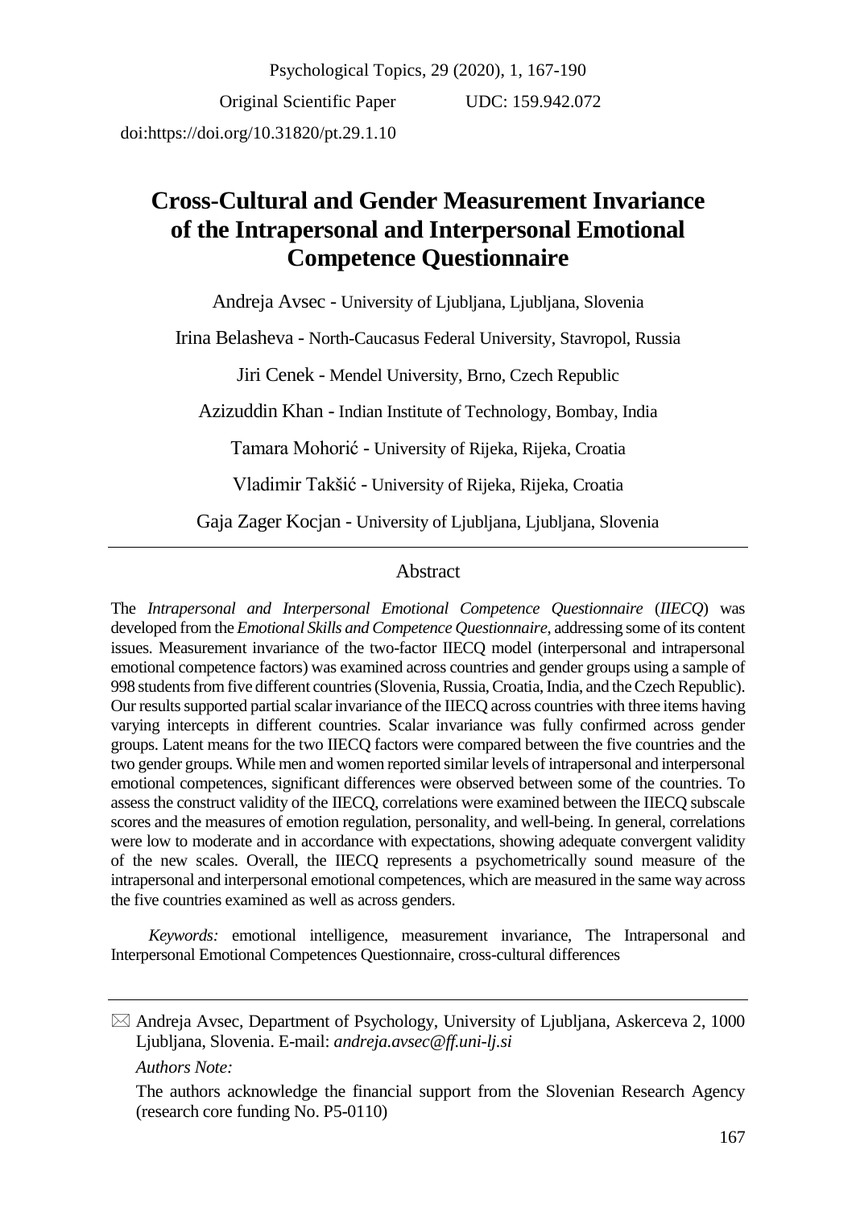Original Scientific Paper UDC: 159.942.072

doi:https://doi.org/10.31820/pt.29.1.10

# Cross-Cultural and Gender Measurement Invariance of the Intrapersonal and Interpersonal Emotional Competence Questionnaire

Andreja Avsec - University of Ljubljana, Ljubljana, Slovenia

Irina Belasheva - North-Caucasus Federal University, Stavropol, Russia

Jiri Cenek - Mendel University, Brno, Czech Republic

Azizuddin Khan - Indian Institute of Technology, Bombay, India

Tamara Mohorić - University of Rijeka, Rijeka, Croatia

Vladimir Takšić - University of Rijeka, Rijeka, Croatia

Gaja Zager Kocjan - University of Ljubljana, Ljubljana, Slovenia

## Abstract

The *Intrapersonal and Interpersonal Emotional Competence Questionnaire* (*IIECQ*) was developed from the *Emotional Skills and Competence Questionnaire*, addressing some of its content issues. Measurement invariance of the two-factor IIECQ model (interpersonal and intrapersonal emotional competence factors) was examined across countries and gender groups using a sample of 998 students from five different countries (Slovenia, Russia, Croatia, India, and the Czech Republic). Our results supported partial scalar invariance of the IIECQ across countries with three items having varying intercepts in different countries. Scalar invariance was fully confirmed across gender groups. Latent means for the two IIECQ factors were compared between the five countries and the two gender groups. While men and women reported similar levels of intrapersonal and interpersonal emotional competences, significant differences were observed between some of the countries. To assess the construct validity of the IIECQ, correlations were examined between the IIECQ subscale scores and the measures of emotion regulation, personality, and well-being. In general, correlations were low to moderate and in accordance with expectations, showing adequate convergent validity of the new scales. Overall, the IIECQ represents a psychometrically sound measure of the intrapersonal and interpersonal emotional competences, which are measured in the same way across the five countries examined as well as across genders.

*Keywords:* emotional intelligence, measurement invariance, The Intrapersonal and Interpersonal Emotional Competences Questionnaire, cross-cultural differences

---

✉ Andreja Avsec, Department of Psychology, University of Ljubljana, Askerceva 2, 1000 Ljubljana, Slovenia. E-mail: *andreja.avsec@ff.uni-lj.si*

*Authors Note:*

The authors acknowledge the financial support from the Slovenian Research Agency (research core funding No. P5-0110)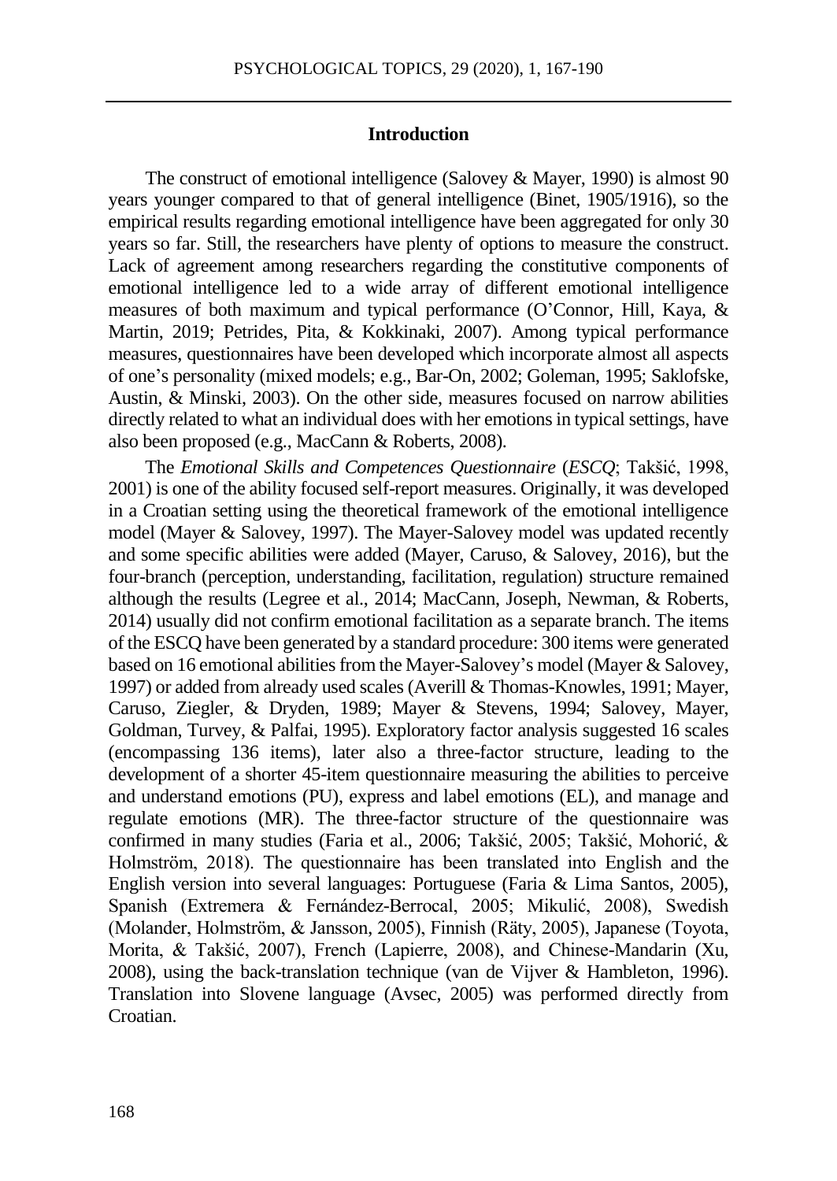## Introduction

The construct of emotional intelligence (Salovey & Mayer, 1990) is almost 90 years younger compared to that of general intelligence (Binet, 1905/1916), so the empirical results regarding emotional intelligence have been aggregated for only 30 years so far. Still, the researchers have plenty of options to measure the construct. Lack of agreement among researchers regarding the constitutive components of emotional intelligence led to a wide array of different emotional intelligence measures of both maximum and typical performance (O'Connor, Hill, Kaya, & Martin, 2019; Petrides, Pita, & Kokkinaki, 2007). Among typical performance measures, questionnaires have been developed which incorporate almost all aspects of one's personality (mixed models; e.g., Bar-On, 2002; Goleman, 1995; Saklofske, Austin, & Minski, 2003). On the other side, measures focused on narrow abilities directly related to what an individual does with her emotions in typical settings, have also been proposed (e.g., MacCann & Roberts, 2008).

The *Emotional Skills and Competences Questionnaire* (*ESCQ*; Takšić, 1998, 2001) is one of the ability focused self-report measures. Originally, it was developed in a Croatian setting using the theoretical framework of the emotional intelligence model (Mayer & Salovey, 1997). The Mayer-Salovey model was updated recently and some specific abilities were added (Mayer, Caruso, & Salovey, 2016), but the four-branch (perception, understanding, facilitation, regulation) structure remained although the results (Legree et al., 2014; MacCann, Joseph, Newman, & Roberts, 2014) usually did not confirm emotional facilitation as a separate branch. The items of the ESCQ have been generated by a standard procedure: 300 items were generated based on 16 emotional abilities from the Mayer-Salovey's model (Mayer & Salovey, 1997) or added from already used scales (Averill & Thomas-Knowles, 1991; Mayer, Caruso, Ziegler, & Dryden, 1989; Mayer & Stevens, 1994; Salovey, Mayer, Goldman, Turvey, & Palfai, 1995). Exploratory factor analysis suggested 16 scales (encompassing 136 items), later also a three-factor structure, leading to the development of a shorter 45-item questionnaire measuring the abilities to perceive and understand emotions (PU), express and label emotions (EL), and manage and regulate emotions (MR). The three-factor structure of the questionnaire was confirmed in many studies (Faria et al., 2006; Takšić, 2005; Takšić, Mohorić, & Holmström, 2018). The questionnaire has been translated into English and the English version into several languages: Portuguese (Faria & Lima Santos, 2005), Spanish (Extremera & Fernández-Berrocal, 2005; Mikulić, 2008), Swedish (Molander, Holmström, & Jansson, 2005), Finnish (Räty, 2005), Japanese (Toyota, Morita, & Takšić, 2007), French (Lapierre, 2008), and Chinese-Mandarin (Xu, 2008), using the back-translation technique (van de Vijver & Hambleton, 1996). Translation into Slovene language (Avsec, 2005) was performed directly from Croatian.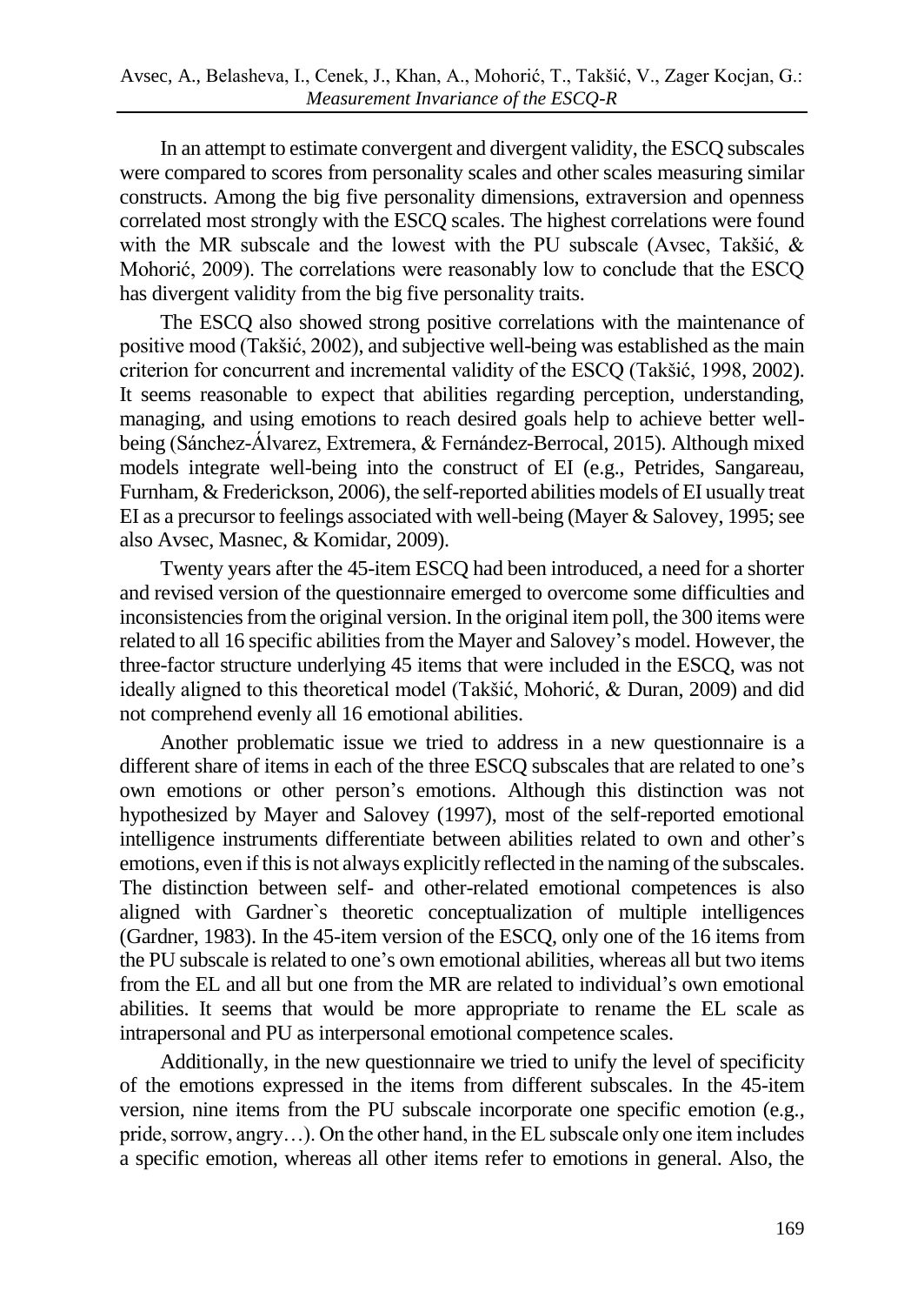In an attempt to estimate convergent and divergent validity, the ESCQ subscales were compared to scores from personality scales and other scales measuring similar constructs. Among the big five personality dimensions, extraversion and openness correlated most strongly with the ESCQ scales. The highest correlations were found with the MR subscale and the lowest with the PU subscale (Avsec, Takšić, & Mohorić, 2009). The correlations were reasonably low to conclude that the ESCQ has divergent validity from the big five personality traits.

The ESCQ also showed strong positive correlations with the maintenance of positive mood (Takšić, 2002), and subjective well-being was established as the main criterion for concurrent and incremental validity of the ESCQ (Takšić, 1998, 2002). It seems reasonable to expect that abilities regarding perception, understanding, managing, and using emotions to reach desired goals help to achieve better well-being (Sánchez-Álvarez, Extremera, & Fernández-Berrocal, 2015). Although mixed models integrate well-being into the construct of EI (e.g., Petrides, Sangareau, Furnham, & Frederickson, 2006), the self-reported abilities models of EI usually treat EI as a precursor to feelings associated with well-being (Mayer & Salovey, 1995; see also Avsec, Masnec, & Komidar, 2009).

Twenty years after the 45-item ESCQ had been introduced, a need for a shorter and revised version of the questionnaire emerged to overcome some difficulties and inconsistencies from the original version. In the original item poll, the 300 items were related to all 16 specific abilities from the Mayer and Salovey's model. However, the three-factor structure underlying 45 items that were included in the ESCQ, was not ideally aligned to this theoretical model (Takšić, Mohorić, & Duran, 2009) and did not comprehend evenly all 16 emotional abilities.

Another problematic issue we tried to address in a new questionnaire is a different share of items in each of the three ESCQ subscales that are related to one's own emotions or other person's emotions. Although this distinction was not hypothesized by Mayer and Salovey (1997), most of the self-reported emotional intelligence instruments differentiate between abilities related to own and other's emotions, even if this is not always explicitly reflected in the naming of the subscales. The distinction between self- and other-related emotional competences is also aligned with Gardner`s theoretic conceptualization of multiple intelligences (Gardner, 1983). In the 45-item version of the ESCQ, only one of the 16 items from the PU subscale is related to one's own emotional abilities, whereas all but two items from the EL and all but one from the MR are related to individual's own emotional abilities. It seems that would be more appropriate to rename the EL scale as intrapersonal and PU as interpersonal emotional competence scales.

Additionally, in the new questionnaire we tried to unify the level of specificity of the emotions expressed in the items from different subscales. In the 45-item version, nine items from the PU subscale incorporate one specific emotion (e.g., pride, sorrow, angry…). On the other hand, in the EL subscale only one item includes a specific emotion, whereas all other items refer to emotions in general. Also, the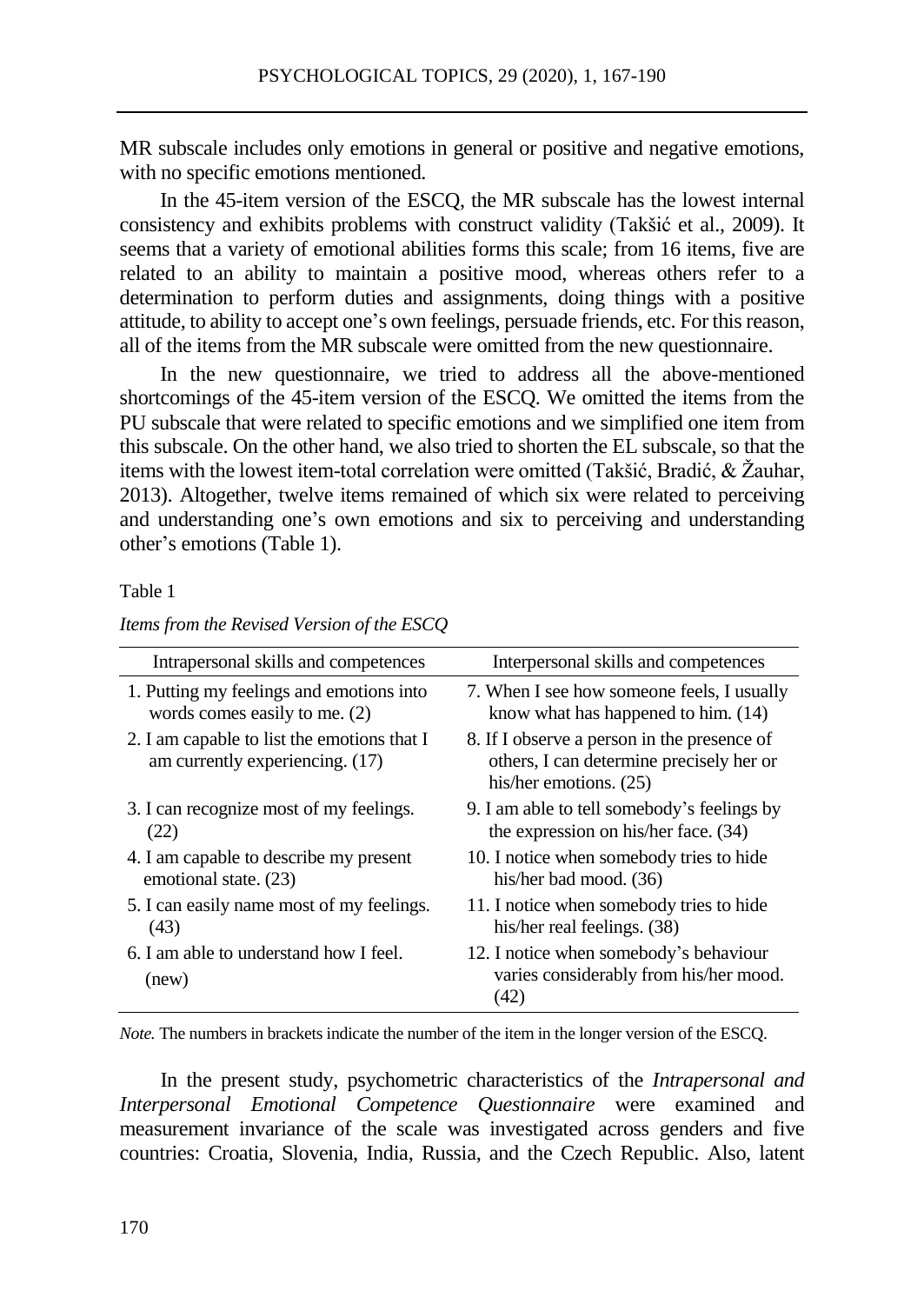MR subscale includes only emotions in general or positive and negative emotions, with no specific emotions mentioned.

In the 45-item version of the ESCQ, the MR subscale has the lowest internal consistency and exhibits problems with construct validity (Takšić et al., 2009). It seems that a variety of emotional abilities forms this scale; from 16 items, five are related to an ability to maintain a positive mood, whereas others refer to a determination to perform duties and assignments, doing things with a positive attitude, to ability to accept one's own feelings, persuade friends, etc. For this reason, all of the items from the MR subscale were omitted from the new questionnaire.

In the new questionnaire, we tried to address all the above-mentioned shortcomings of the 45-item version of the ESCQ. We omitted the items from the PU subscale that were related to specific emotions and we simplified one item from this subscale. On the other hand, we also tried to shorten the EL subscale, so that the items with the lowest item-total correlation were omitted (Takšić, Bradić, & Žauhar, 2013). Altogether, twelve items remained of which six were related to perceiving and understanding one's own emotions and six to perceiving and understanding other's emotions (Table 1).

Table 1

*Items from the Revised Version of the ESCQ*

| Intrapersonal skills and competences | Interpersonal skills and competences |
|---|---|
| 1. Putting my feelings and emotions into words comes easily to me. (2) | 7. When I see how someone feels, I usually know what has happened to him. (14) |
| 2. I am capable to list the emotions that I am currently experiencing. (17) | 8. If I observe a person in the presence of others, I can determine precisely her or his/her emotions. (25) |
| 3. I can recognize most of my feelings. (22) | 9. I am able to tell somebody's feelings by the expression on his/her face. (34) |
| 4. I am capable to describe my present emotional state. (23) | 10. I notice when somebody tries to hide his/her bad mood. (36) |
| 5. I can easily name most of my feelings. (43) | 11. I notice when somebody tries to hide his/her real feelings. (38) |
| 6. I am able to understand how I feel. (new) | 12. I notice when somebody's behaviour varies considerably from his/her mood. (42) |

*Note.* The numbers in brackets indicate the number of the item in the longer version of the ESCQ.

In the present study, psychometric characteristics of the *Intrapersonal and Interpersonal Emotional Competence Questionnaire* were examined and measurement invariance of the scale was investigated across genders and five countries: Croatia, Slovenia, India, Russia, and the Czech Republic. Also, latent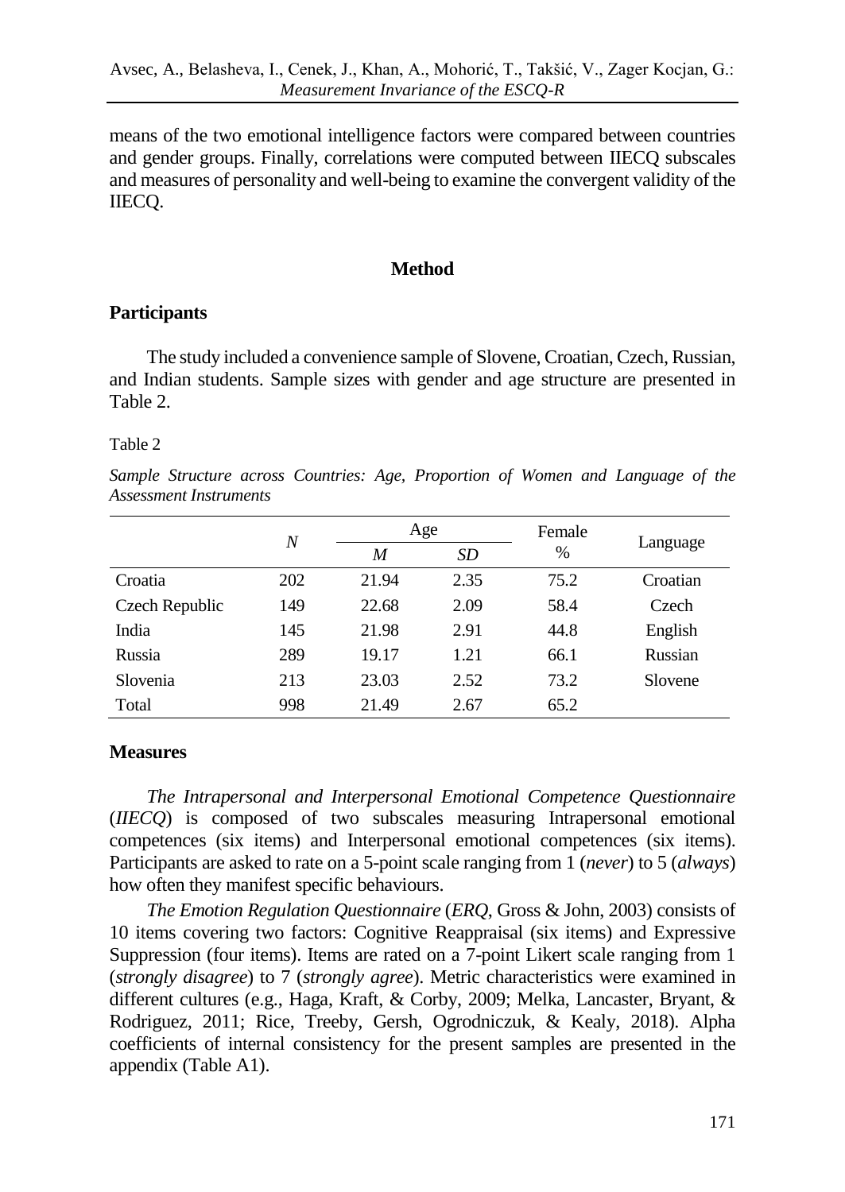means of the two emotional intelligence factors were compared between countries and gender groups. Finally, correlations were computed between IIECQ subscales and measures of personality and well-being to examine the convergent validity of the IIECQ.

## Method

### Participants

The study included a convenience sample of Slovene, Croatian, Czech, Russian, and Indian students. Sample sizes with gender and age structure are presented in Table 2.

Table 2

*Sample Structure across Countries: Age, Proportion of Women and Language of the Assessment Instruments*

| | *N* | Age | | Female | Language |
|---|---|---|---|---|---|
| | | *M* | *SD* | % | |
| Croatia | 202 | 21.94 | 2.35 | 75.2 | Croatian |
| Czech Republic | 149 | 22.68 | 2.09 | 58.4 | Czech |
| India | 145 | 21.98 | 2.91 | 44.8 | English |
| Russia | 289 | 19.17 | 1.21 | 66.1 | Russian |
| Slovenia | 213 | 23.03 | 2.52 | 73.2 | Slovene |
| Total | 998 | 21.49 | 2.67 | 65.2 | |

### Measures

*The Intrapersonal and Interpersonal Emotional Competence Questionnaire* (*IIECQ*) is composed of two subscales measuring Intrapersonal emotional competences (six items) and Interpersonal emotional competences (six items). Participants are asked to rate on a 5-point scale ranging from 1 (*never*) to 5 (*always*) how often they manifest specific behaviours.

*The Emotion Regulation Questionnaire* (*ERQ*, Gross & John, 2003) consists of 10 items covering two factors: Cognitive Reappraisal (six items) and Expressive Suppression (four items). Items are rated on a 7-point Likert scale ranging from 1 (*strongly disagree*) to 7 (*strongly agree*). Metric characteristics were examined in different cultures (e.g., Haga, Kraft, & Corby, 2009; Melka, Lancaster, Bryant, & Rodriguez, 2011; Rice, Treeby, Gersh, Ogrodniczuk, & Kealy, 2018). Alpha coefficients of internal consistency for the present samples are presented in the appendix (Table A1).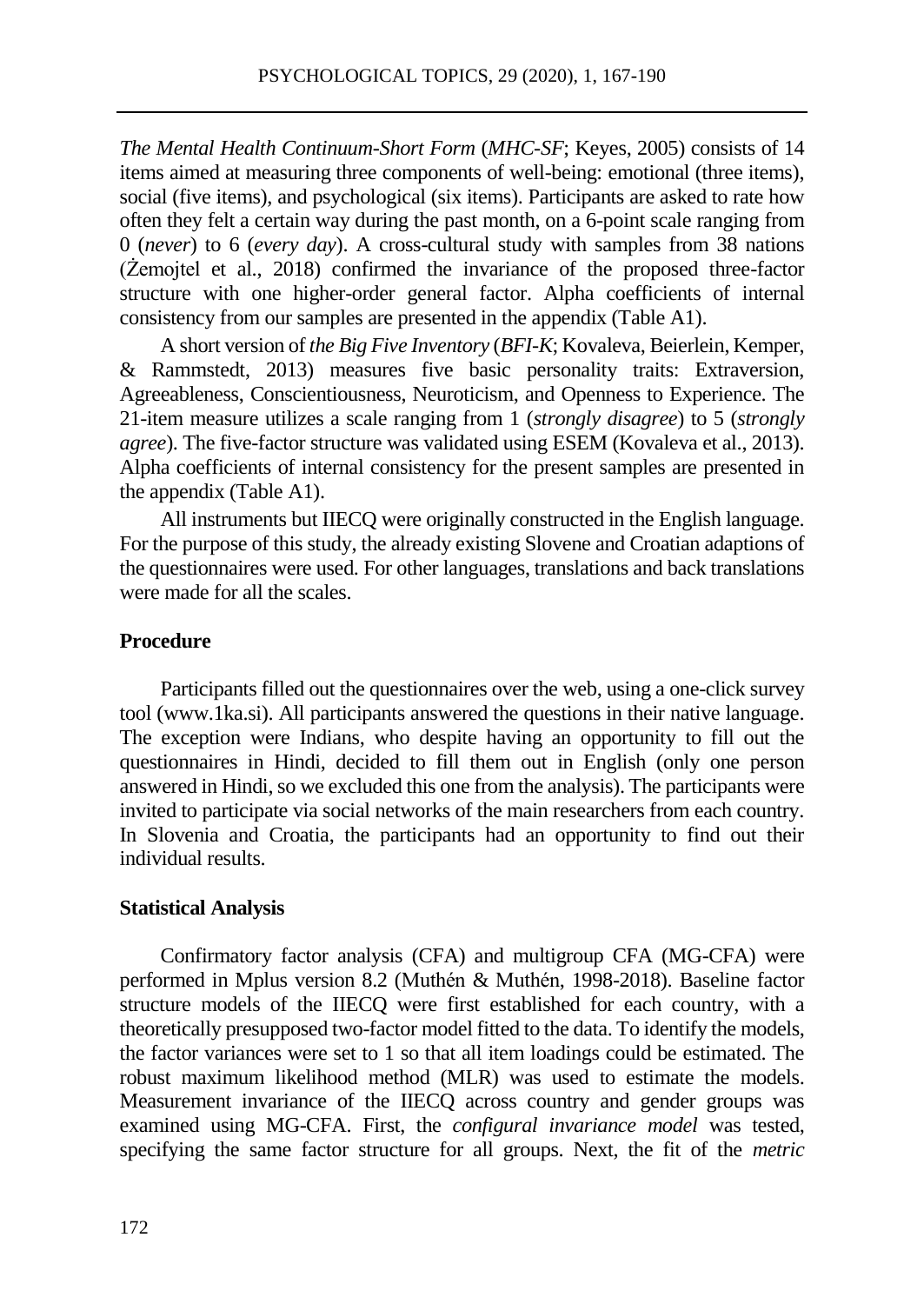*The Mental Health Continuum-Short Form* (*MHC-SF*; Keyes, 2005) consists of 14 items aimed at measuring three components of well-being: emotional (three items), social (five items), and psychological (six items). Participants are asked to rate how often they felt a certain way during the past month, on a 6-point scale ranging from 0 (*never*) to 6 (*every day*). A cross-cultural study with samples from 38 nations (Żemojtel et al., 2018) confirmed the invariance of the proposed three-factor structure with one higher-order general factor. Alpha coefficients of internal consistency from our samples are presented in the appendix (Table A1).

A short version of *the Big Five Inventory* (*BFI-K*; Kovaleva, Beierlein, Kemper, & Rammstedt, 2013) measures five basic personality traits: Extraversion, Agreeableness, Conscientiousness, Neuroticism, and Openness to Experience. The 21-item measure utilizes a scale ranging from 1 (*strongly disagree*) to 5 (*strongly agree*). The five-factor structure was validated using ESEM (Kovaleva et al., 2013). Alpha coefficients of internal consistency for the present samples are presented in the appendix (Table A1).

All instruments but IIECQ were originally constructed in the English language. For the purpose of this study, the already existing Slovene and Croatian adaptions of the questionnaires were used. For other languages, translations and back translations were made for all the scales.

### Procedure

Participants filled out the questionnaires over the web, using a one-click survey tool (www.1ka.si). All participants answered the questions in their native language. The exception were Indians, who despite having an opportunity to fill out the questionnaires in Hindi, decided to fill them out in English (only one person answered in Hindi, so we excluded this one from the analysis). The participants were invited to participate via social networks of the main researchers from each country. In Slovenia and Croatia, the participants had an opportunity to find out their individual results.

### Statistical Analysis

Confirmatory factor analysis (CFA) and multigroup CFA (MG-CFA) were performed in Mplus version 8.2 (Muthén & Muthén, 1998-2018). Baseline factor structure models of the IIECQ were first established for each country, with a theoretically presupposed two-factor model fitted to the data. To identify the models, the factor variances were set to 1 so that all item loadings could be estimated. The robust maximum likelihood method (MLR) was used to estimate the models. Measurement invariance of the IIECQ across country and gender groups was examined using MG-CFA. First, the *configural invariance model* was tested, specifying the same factor structure for all groups. Next, the fit of the *metric*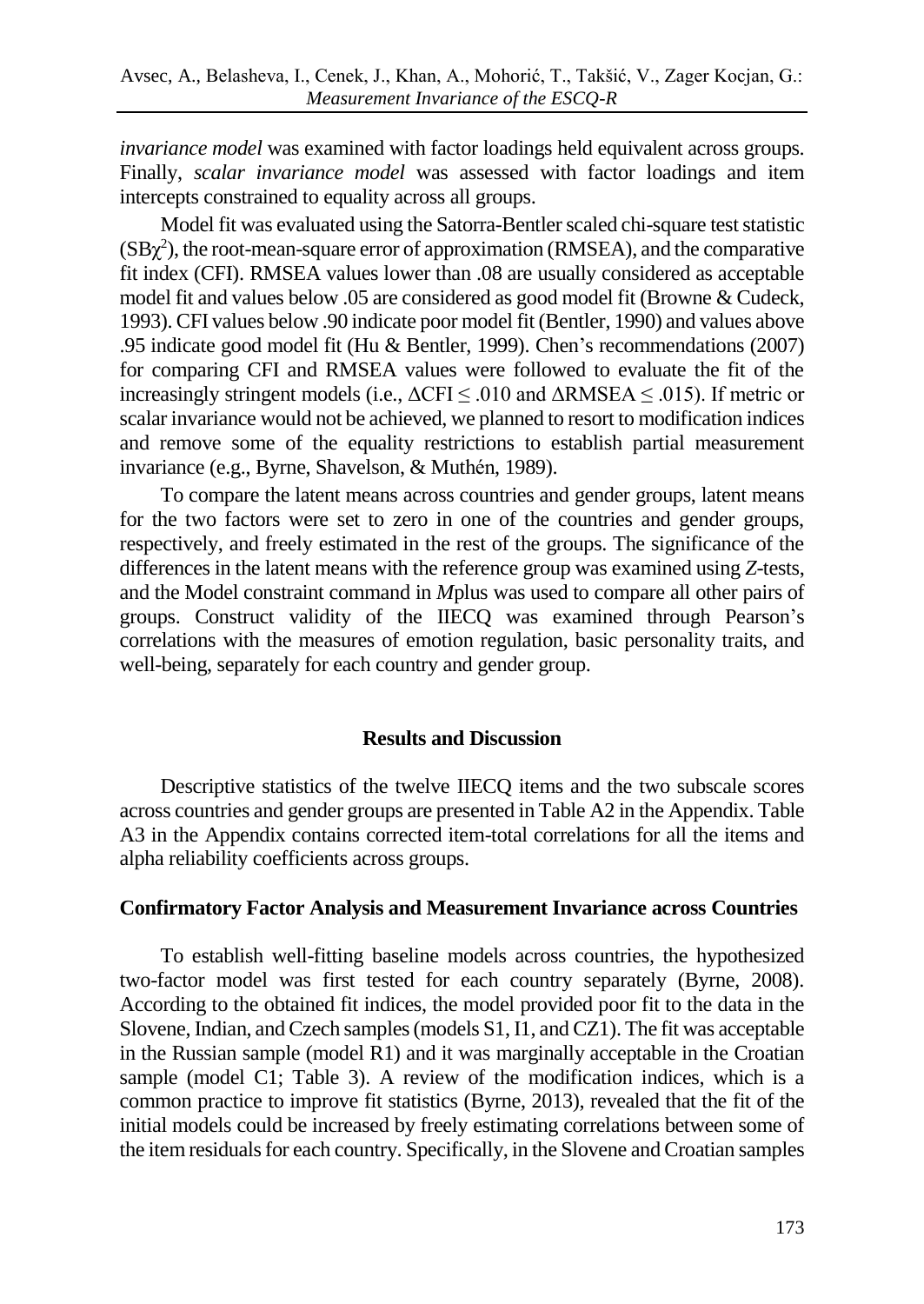*invariance model* was examined with factor loadings held equivalent across groups. Finally, *scalar invariance model* was assessed with factor loadings and item intercepts constrained to equality across all groups.

Model fit was evaluated using the Satorra-Bentler scaled chi-square test statistic ($SB\chi^2$), the root-mean-square error of approximation (RMSEA), and the comparative fit index (CFI). RMSEA values lower than .08 are usually considered as acceptable model fit and values below .05 are considered as good model fit (Browne & Cudeck, 1993). CFI values below .90 indicate poor model fit (Bentler, 1990) and values above .95 indicate good model fit (Hu & Bentler, 1999). Chen's recommendations (2007) for comparing CFI and RMSEA values were followed to evaluate the fit of the increasingly stringent models (i.e., $\Delta CFI \leq .010$ and $\Delta RMSEA \leq .015$). If metric or scalar invariance would not be achieved, we planned to resort to modification indices and remove some of the equality restrictions to establish partial measurement invariance (e.g., Byrne, Shavelson, & Muthén, 1989).

To compare the latent means across countries and gender groups, latent means for the two factors were set to zero in one of the countries and gender groups, respectively, and freely estimated in the rest of the groups. The significance of the differences in the latent means with the reference group was examined using *Z*-tests, and the Model constraint command in *M*plus was used to compare all other pairs of groups. Construct validity of the IIECQ was examined through Pearson's correlations with the measures of emotion regulation, basic personality traits, and well-being, separately for each country and gender group.

## Results and Discussion

Descriptive statistics of the twelve IIECQ items and the two subscale scores across countries and gender groups are presented in Table A2 in the Appendix. Table A3 in the Appendix contains corrected item-total correlations for all the items and alpha reliability coefficients across groups.

### Confirmatory Factor Analysis and Measurement Invariance across Countries

To establish well-fitting baseline models across countries, the hypothesized two-factor model was first tested for each country separately (Byrne, 2008). According to the obtained fit indices, the model provided poor fit to the data in the Slovene, Indian, and Czech samples (models S1, I1, and CZ1). The fit was acceptable in the Russian sample (model R1) and it was marginally acceptable in the Croatian sample (model C1; Table 3). A review of the modification indices, which is a common practice to improve fit statistics (Byrne, 2013), revealed that the fit of the initial models could be increased by freely estimating correlations between some of the item residuals for each country. Specifically, in the Slovene and Croatian samples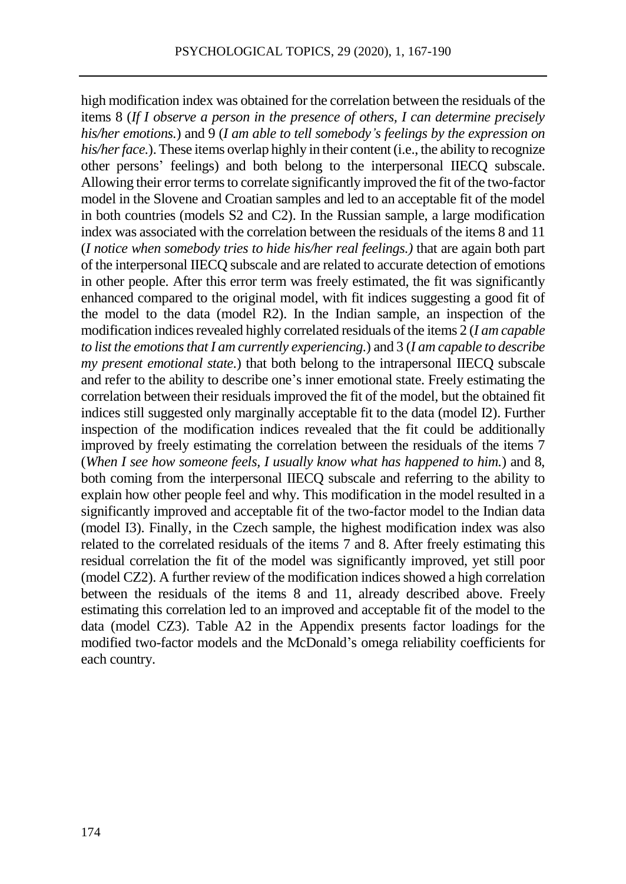high modification index was obtained for the correlation between the residuals of the items 8 (*If I observe a person in the presence of others, I can determine precisely his/her emotions.*) and 9 (*I am able to tell somebody's feelings by the expression on his/her face.*). These items overlap highly in their content (i.e., the ability to recognize other persons' feelings) and both belong to the interpersonal IIECQ subscale. Allowing their error terms to correlate significantly improved the fit of the two-factor model in the Slovene and Croatian samples and led to an acceptable fit of the model in both countries (models S2 and C2). In the Russian sample, a large modification index was associated with the correlation between the residuals of the items 8 and 11 (*I notice when somebody tries to hide his/her real feelings.)* that are again both part of the interpersonal IIECQ subscale and are related to accurate detection of emotions in other people. After this error term was freely estimated, the fit was significantly enhanced compared to the original model, with fit indices suggesting a good fit of the model to the data (model R2). In the Indian sample, an inspection of the modification indices revealed highly correlated residuals of the items 2 (*I am capable to list the emotions that I am currently experiencing.*) and 3 (*I am capable to describe my present emotional state.*) that both belong to the intrapersonal IIECQ subscale and refer to the ability to describe one's inner emotional state. Freely estimating the correlation between their residuals improved the fit of the model, but the obtained fit indices still suggested only marginally acceptable fit to the data (model I2). Further inspection of the modification indices revealed that the fit could be additionally improved by freely estimating the correlation between the residuals of the items 7 (*When I see how someone feels, I usually know what has happened to him.*) and 8, both coming from the interpersonal IIECQ subscale and referring to the ability to explain how other people feel and why. This modification in the model resulted in a significantly improved and acceptable fit of the two-factor model to the Indian data (model I3). Finally, in the Czech sample, the highest modification index was also related to the correlated residuals of the items 7 and 8. After freely estimating this residual correlation the fit of the model was significantly improved, yet still poor (model CZ2). A further review of the modification indices showed a high correlation between the residuals of the items 8 and 11, already described above. Freely estimating this correlation led to an improved and acceptable fit of the model to the data (model CZ3). Table A2 in the Appendix presents factor loadings for the modified two-factor models and the McDonald's omega reliability coefficients for each country.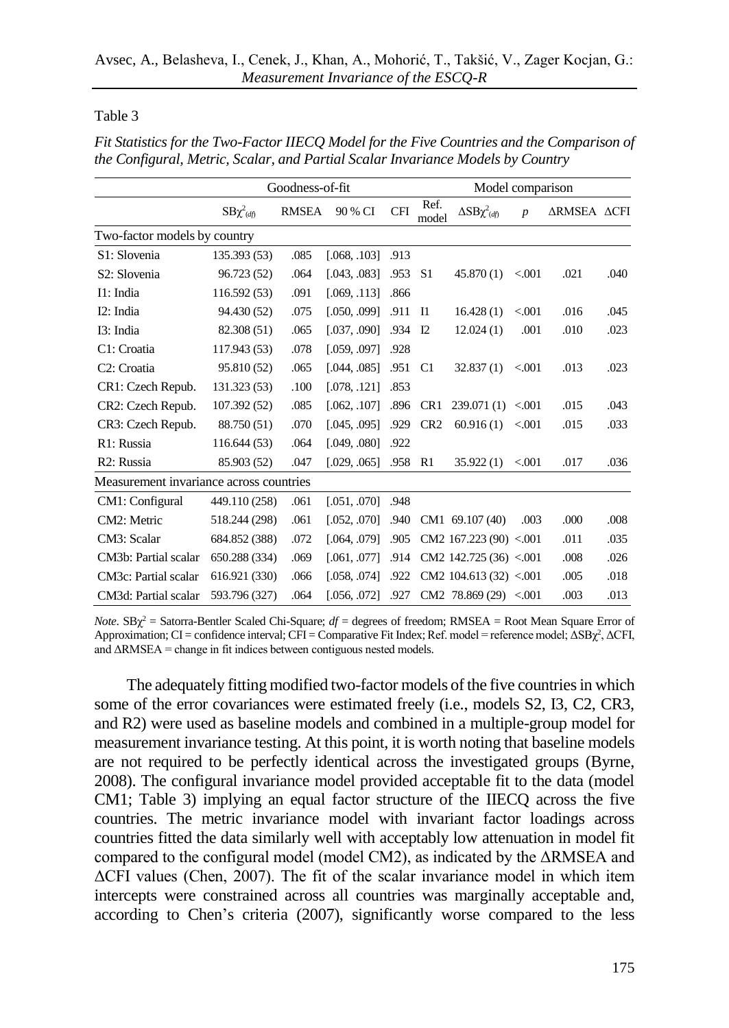Table 3

*Fit Statistics for the Two-Factor IIECQ Model for the Five Countries and the Comparison of the Configural, Metric, Scalar, and Partial Scalar Invariance Models by Country*

| | Goodness-of-fit | | | | Model comparison | | | | |
|---|---|---|---|---|---|---|---|---|---|
| | $SB\chi^2_{(df)}$ | RMSEA | 90 % CI | CFI | Ref. model | $\Delta SB\chi^2_{(df)}$ | $p$ | ΔRMSEA | ΔCFI |
| Two-factor models by country | | | | | | | | | |
| S1: Slovenia | 135.393 (53) | .085 | [.068, .103] | .913 | | | | | |
| S2: Slovenia | 96.723 (52) | .064 | [.043, .083] | .953 | S1 | 45.870 (1) | <.001 | .021 | .040 |
| I1: India | 116.592 (53) | .091 | [.069, .113] | .866 | | | | | |
| I2: India | 94.430 (52) | .075 | [.050, .099] | .911 | I1 | 16.428 (1) | <.001 | .016 | .045 |
| I3: India | 82.308 (51) | .065 | [.037, .090] | .934 | I2 | 12.024 (1) | .001 | .010 | .023 |
| C1: Croatia | 117.943 (53) | .078 | [.059, .097] | .928 | | | | | |
| C2: Croatia | 95.810 (52) | .065 | [.044, .085] | .951 | C1 | 32.837 (1) | <.001 | .013 | .023 |
| CR1: Czech Repub. | 131.323 (53) | .100 | [.078, .121] | .853 | | | | | |
| CR2: Czech Repub. | 107.392 (52) | .085 | [.062, .107] | .896 | CR1 | 239.071 (1) | <.001 | .015 | .043 |
| CR3: Czech Repub. | 88.750 (51) | .070 | [.045, .095] | .929 | CR2 | 60.916 (1) | <.001 | .015 | .033 |
| R1: Russia | 116.644 (53) | .064 | [.049, .080] | .922 | | | | | |
| R2: Russia | 85.903 (52) | .047 | [.029, .065] | .958 | R1 | 35.922 (1) | <.001 | .017 | .036 |
| Measurement invariance across countries | | | | | | | | | |
| CM1: Configural | 449.110 (258) | .061 | [.051, .070] | .948 | | | | | |
| CM2: Metric | 518.244 (298) | .061 | [.052, .070] | .940 | CM1 | 69.107 (40) | .003 | .000 | .008 |
| CM3: Scalar | 684.852 (388) | .072 | [.064, .079] | .905 | CM2 | 167.223 (90) | <.001 | .011 | .035 |
| CM3b: Partial scalar | 650.288 (334) | .069 | [.061, .077] | .914 | CM2 | 142.725 (36) | <.001 | .008 | .026 |
| CM3c: Partial scalar | 616.921 (330) | .066 | [.058, .074] | .922 | CM2 | 104.613 (32) | <.001 | .005 | .018 |
| CM3d: Partial scalar | 593.796 (327) | .064 | [.056, .072] | .927 | CM2 | 78.869 (29) | <.001 | .003 | .013 |

*Note*. $SB\chi^2$ = Satorra-Bentler Scaled Chi-Square; *df* = degrees of freedom; RMSEA = Root Mean Square Error of Approximation; CI = confidence interval; CFI = Comparative Fit Index; Ref. model = reference model; $\Delta SB\chi^2$, ΔCFI, and ΔRMSEA = change in fit indices between contiguous nested models.

The adequately fitting modified two-factor models of the five countries in which some of the error covariances were estimated freely (i.e., models S2, I3, C2, CR3, and R2) were used as baseline models and combined in a multiple-group model for measurement invariance testing. At this point, it is worth noting that baseline models are not required to be perfectly identical across the investigated groups (Byrne, 2008). The configural invariance model provided acceptable fit to the data (model CM1; Table 3) implying an equal factor structure of the IIECQ across the five countries. The metric invariance model with invariant factor loadings across countries fitted the data similarly well with acceptably low attenuation in model fit compared to the configural model (model CM2), as indicated by the ΔRMSEA and ΔCFI values (Chen, 2007). The fit of the scalar invariance model in which item intercepts were constrained across all countries was marginally acceptable and, according to Chen's criteria (2007), significantly worse compared to the less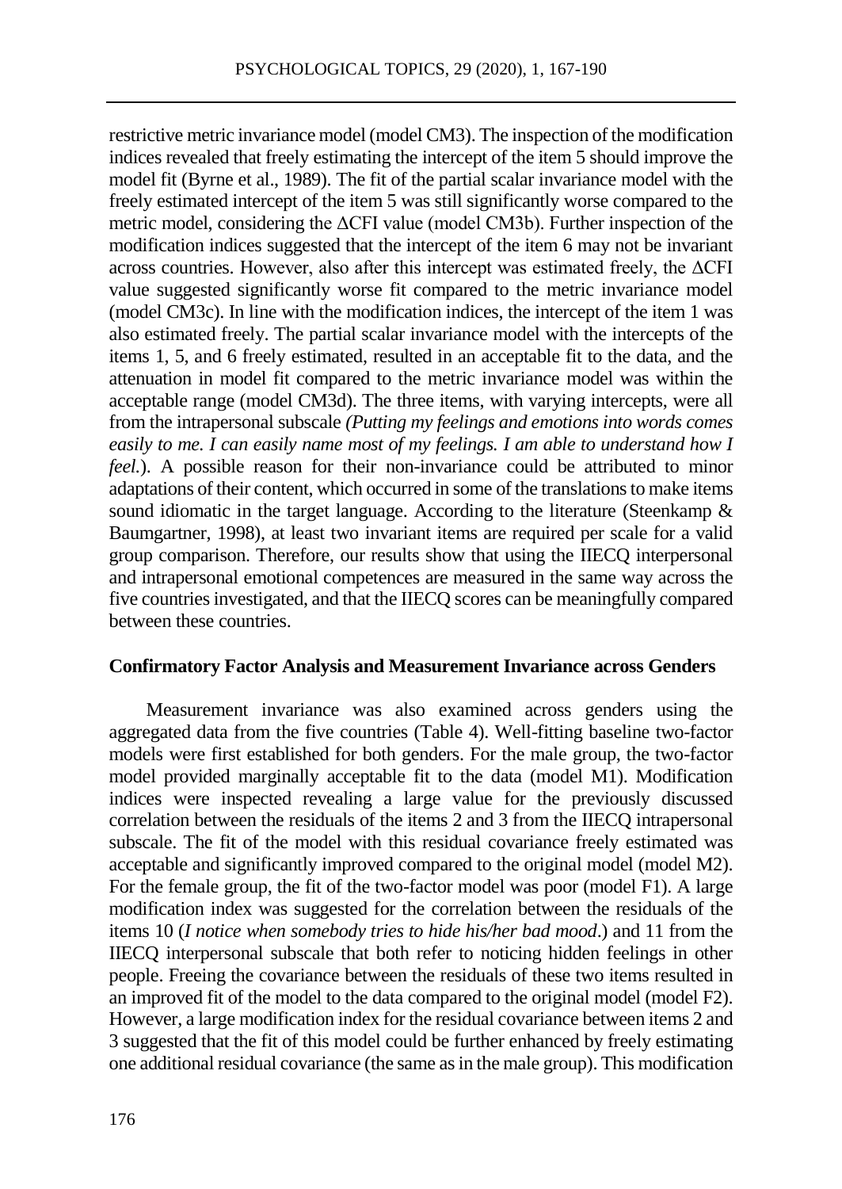restrictive metric invariance model (model CM3). The inspection of the modification indices revealed that freely estimating the intercept of the item 5 should improve the model fit (Byrne et al., 1989). The fit of the partial scalar invariance model with the freely estimated intercept of the item 5 was still significantly worse compared to the metric model, considering the ΔCFI value (model CM3b). Further inspection of the modification indices suggested that the intercept of the item 6 may not be invariant across countries. However, also after this intercept was estimated freely, the ΔCFI value suggested significantly worse fit compared to the metric invariance model (model CM3c). In line with the modification indices, the intercept of the item 1 was also estimated freely. The partial scalar invariance model with the intercepts of the items 1, 5, and 6 freely estimated, resulted in an acceptable fit to the data, and the attenuation in model fit compared to the metric invariance model was within the acceptable range (model CM3d). The three items, with varying intercepts, were all from the intrapersonal subscale *(Putting my feelings and emotions into words comes easily to me. I can easily name most of my feelings. I am able to understand how I feel.*). A possible reason for their non-invariance could be attributed to minor adaptations of their content, which occurred in some of the translations to make items sound idiomatic in the target language. According to the literature (Steenkamp & Baumgartner, 1998), at least two invariant items are required per scale for a valid group comparison. Therefore, our results show that using the IIECQ interpersonal and intrapersonal emotional competences are measured in the same way across the five countries investigated, and that the IIECQ scores can be meaningfully compared between these countries.

### Confirmatory Factor Analysis and Measurement Invariance across Genders

Measurement invariance was also examined across genders using the aggregated data from the five countries (Table 4). Well-fitting baseline two-factor models were first established for both genders. For the male group, the two-factor model provided marginally acceptable fit to the data (model M1). Modification indices were inspected revealing a large value for the previously discussed correlation between the residuals of the items 2 and 3 from the IIECQ intrapersonal subscale. The fit of the model with this residual covariance freely estimated was acceptable and significantly improved compared to the original model (model M2). For the female group, the fit of the two-factor model was poor (model F1). A large modification index was suggested for the correlation between the residuals of the items 10 (*I notice when somebody tries to hide his/her bad mood*.) and 11 from the IIECQ interpersonal subscale that both refer to noticing hidden feelings in other people. Freeing the covariance between the residuals of these two items resulted in an improved fit of the model to the data compared to the original model (model F2). However, a large modification index for the residual covariance between items 2 and 3 suggested that the fit of this model could be further enhanced by freely estimating one additional residual covariance (the same as in the male group). This modification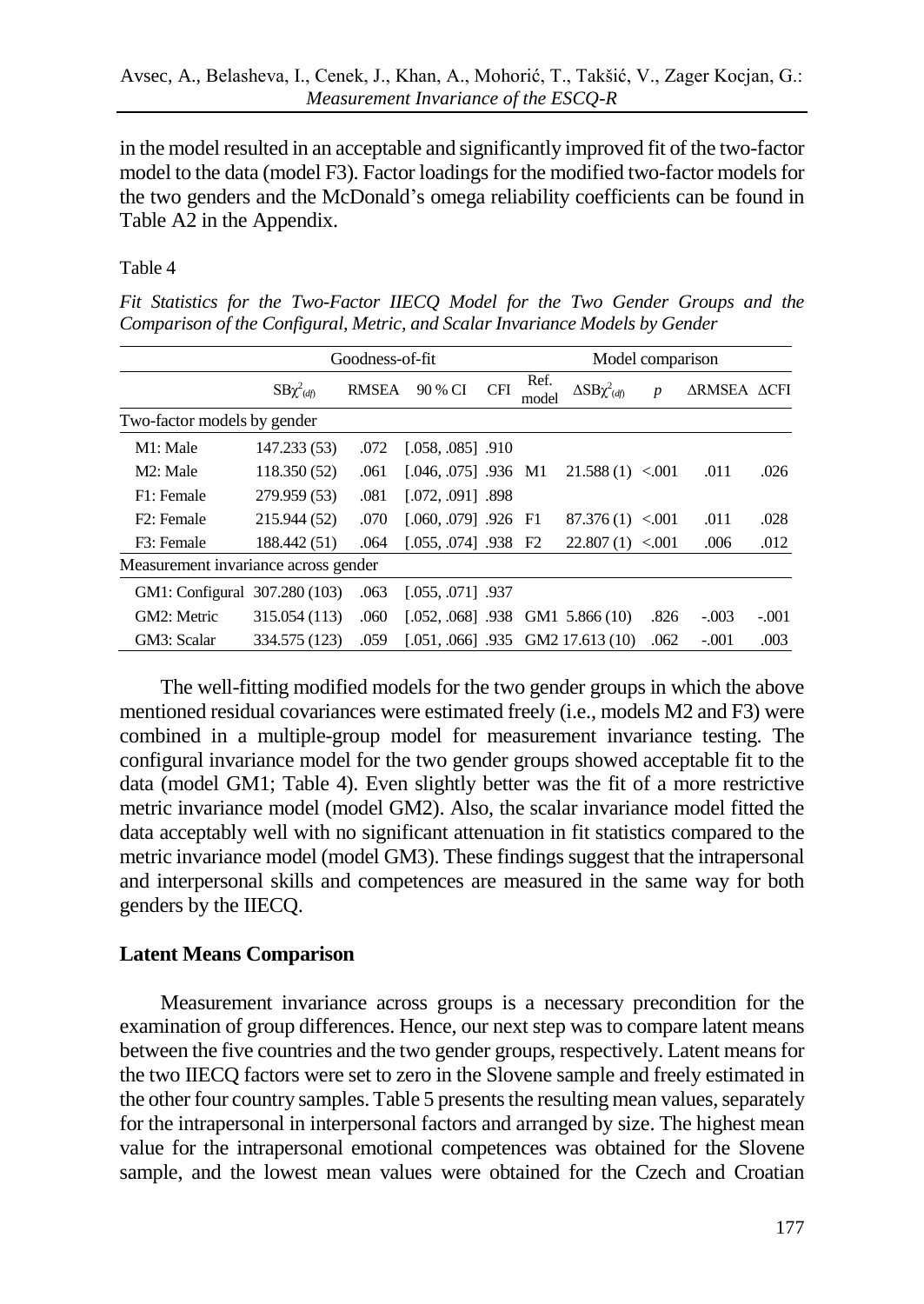in the model resulted in an acceptable and significantly improved fit of the two-factor model to the data (model F3). Factor loadings for the modified two-factor models for the two genders and the McDonald's omega reliability coefficients can be found in Table A2 in the Appendix.

Table 4

*Fit Statistics for the Two-Factor IIECQ Model for the Two Gender Groups and the Comparison of the Configural, Metric, and Scalar Invariance Models by Gender*

| | Goodness-of-fit | | | | Model comparison | | | | |
|---|---|---|---|---|---|---|---|---|---|
| | $SB\chi^2_{(df)}$ | RMSEA | 90 % CI | CFI | Ref. model | $\Delta SB\chi^2_{(df)}$ | $p$ | ΔRMSEA | ΔCFI |
| Two-factor models by gender | | | | | | | | | |
| M1: Male | 147.233 (53) | .072 | [.058, .085] | .910 | | | | | |
| M2: Male | 118.350 (52) | .061 | [.046, .075] | .936 | M1 | 21.588 (1) | <.001 | .011 | .026 |
| F1: Female | 279.959 (53) | .081 | [.072, .091] | .898 | | | | | |
| F2: Female | 215.944 (52) | .070 | [.060, .079] | .926 | F1 | 87.376 (1) | <.001 | .011 | .028 |
| F3: Female | 188.442 (51) | .064 | [.055, .074] | .938 | F2 | 22.807 (1) | <.001 | .006 | .012 |
| Measurement invariance across gender | | | | | | | | | |
| GM1: Configural | 307.280 (103) | .063 | [.055, .071] | .937 | | | | | |
| GM2: Metric | 315.054 (113) | .060 | [.052, .068] | .938 | GM1 | 5.866 (10) | .826 | -.003 | -.001 |
| GM3: Scalar | 334.575 (123) | .059 | [.051, .066] | .935 | GM2 | 17.613 (10) | .062 | -.001 | .003 |

The well-fitting modified models for the two gender groups in which the above mentioned residual covariances were estimated freely (i.e., models M2 and F3) were combined in a multiple-group model for measurement invariance testing. The configural invariance model for the two gender groups showed acceptable fit to the data (model GM1; Table 4). Even slightly better was the fit of a more restrictive metric invariance model (model GM2). Also, the scalar invariance model fitted the data acceptably well with no significant attenuation in fit statistics compared to the metric invariance model (model GM3). These findings suggest that the intrapersonal and interpersonal skills and competences are measured in the same way for both genders by the IIECQ.

### Latent Means Comparison

Measurement invariance across groups is a necessary precondition for the examination of group differences. Hence, our next step was to compare latent means between the five countries and the two gender groups, respectively. Latent means for the two IIECQ factors were set to zero in the Slovene sample and freely estimated in the other four country samples. Table 5 presents the resulting mean values, separately for the intrapersonal in interpersonal factors and arranged by size. The highest mean value for the intrapersonal emotional competences was obtained for the Slovene sample, and the lowest mean values were obtained for the Czech and Croatian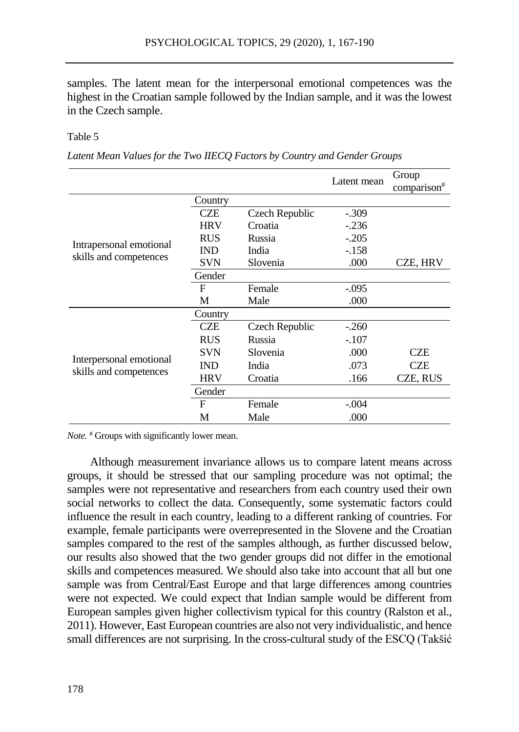samples. The latent mean for the interpersonal emotional competences was the highest in the Croatian sample followed by the Indian sample, and it was the lowest in the Czech sample.

Table 5

*Latent Mean Values for the Two IIECQ Factors by Country and Gender Groups*

| | | | Latent mean | Group comparison[#] |
|---|---|---|---|---|
| Intrapersonal emotional skills and competences | Country | | | |
| | CZE | Czech Republic | -.309 | |
| | HRV | Croatia | -.236 | |
| | RUS | Russia | -.205 | |
| | IND | India | -.158 | |
| | SVN | Slovenia | .000 | CZE, HRV |
| | Gender | | | |
| | F | Female | -.095 | |
| | M | Male | .000 | |
| Interpersonal emotional skills and competences | Country | | | |
| | CZE | Czech Republic | -.260 | |
| | RUS | Russia | -.107 | |
| | SVN | Slovenia | .000 | CZE |
| | IND | India | .073 | CZE |
| | HRV | Croatia | .166 | CZE, RUS |
| | Gender | | | |
| | F | Female | -.004 | |
| | M | Male | .000 | |

*Note.* [#] Groups with significantly lower mean.

Although measurement invariance allows us to compare latent means across groups, it should be stressed that our sampling procedure was not optimal; the samples were not representative and researchers from each country used their own social networks to collect the data. Consequently, some systematic factors could influence the result in each country, leading to a different ranking of countries. For example, female participants were overrepresented in the Slovene and the Croatian samples compared to the rest of the samples although, as further discussed below, our results also showed that the two gender groups did not differ in the emotional skills and competences measured. We should also take into account that all but one sample was from Central/East Europe and that large differences among countries were not expected. We could expect that Indian sample would be different from European samples given higher collectivism typical for this country (Ralston et al., 2011). However, East European countries are also not very individualistic, and hence small differences are not surprising. In the cross-cultural study of the ESCQ (Takšić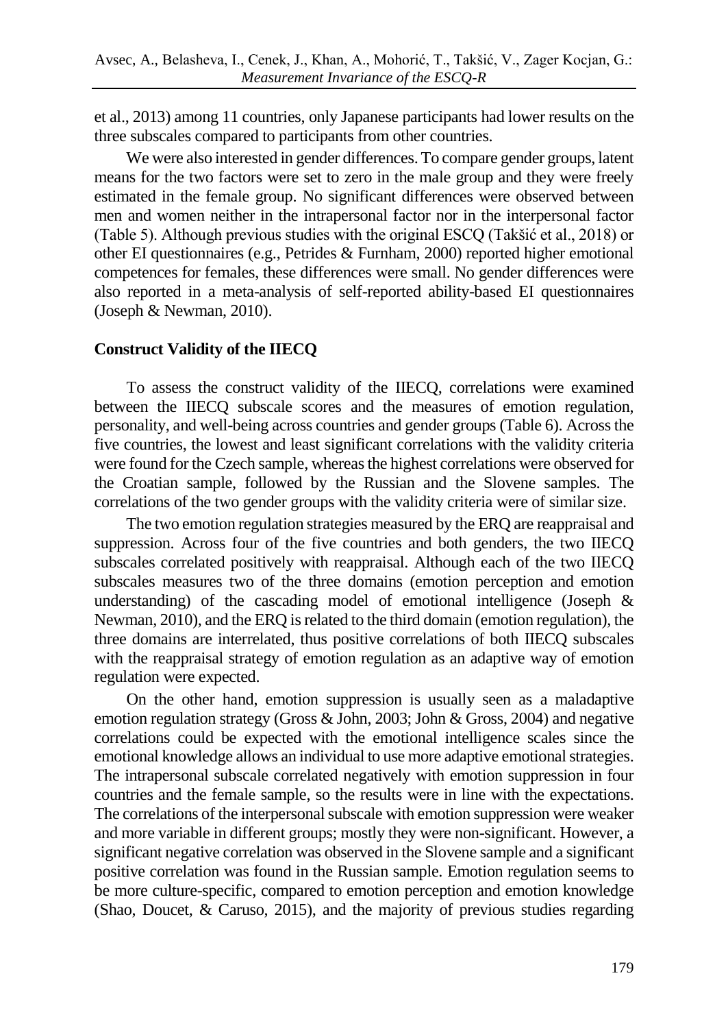et al., 2013) among 11 countries, only Japanese participants had lower results on the three subscales compared to participants from other countries.

We were also interested in gender differences. To compare gender groups, latent means for the two factors were set to zero in the male group and they were freely estimated in the female group. No significant differences were observed between men and women neither in the intrapersonal factor nor in the interpersonal factor (Table 5). Although previous studies with the original ESCQ (Takšić et al., 2018) or other EI questionnaires (e.g., Petrides & Furnham, 2000) reported higher emotional competences for females, these differences were small. No gender differences were also reported in a meta-analysis of self-reported ability-based EI questionnaires (Joseph & Newman, 2010).

## Construct Validity of the IIECQ

To assess the construct validity of the IIECQ, correlations were examined between the IIECQ subscale scores and the measures of emotion regulation, personality, and well-being across countries and gender groups (Table 6). Across the five countries, the lowest and least significant correlations with the validity criteria were found for the Czech sample, whereas the highest correlations were observed for the Croatian sample, followed by the Russian and the Slovene samples. The correlations of the two gender groups with the validity criteria were of similar size.

The two emotion regulation strategies measured by the ERQ are reappraisal and suppression. Across four of the five countries and both genders, the two IIECQ subscales correlated positively with reappraisal. Although each of the two IIECQ subscales measures two of the three domains (emotion perception and emotion understanding) of the cascading model of emotional intelligence (Joseph & Newman, 2010), and the ERQ is related to the third domain (emotion regulation), the three domains are interrelated, thus positive correlations of both IIECQ subscales with the reappraisal strategy of emotion regulation as an adaptive way of emotion regulation were expected.

On the other hand, emotion suppression is usually seen as a maladaptive emotion regulation strategy (Gross & John, 2003; John & Gross, 2004) and negative correlations could be expected with the emotional intelligence scales since the emotional knowledge allows an individual to use more adaptive emotional strategies. The intrapersonal subscale correlated negatively with emotion suppression in four countries and the female sample, so the results were in line with the expectations. The correlations of the interpersonal subscale with emotion suppression were weaker and more variable in different groups; mostly they were non-significant. However, a significant negative correlation was observed in the Slovene sample and a significant positive correlation was found in the Russian sample. Emotion regulation seems to be more culture-specific, compared to emotion perception and emotion knowledge (Shao, Doucet, & Caruso, 2015), and the majority of previous studies regarding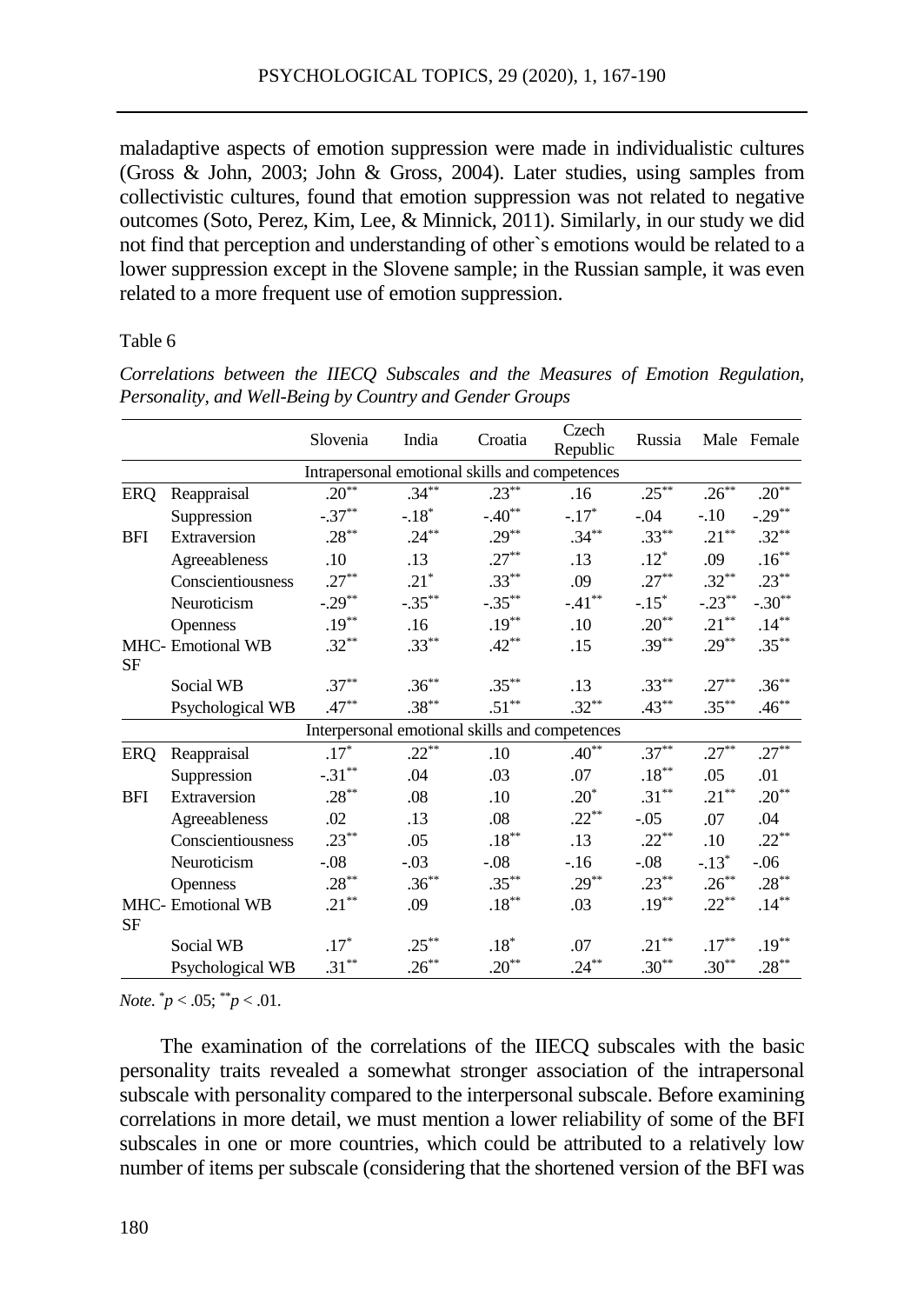maladaptive aspects of emotion suppression were made in individualistic cultures (Gross & John, 2003; John & Gross, 2004). Later studies, using samples from collectivistic cultures, found that emotion suppression was not related to negative outcomes (Soto, Perez, Kim, Lee, & Minnick, 2011). Similarly, in our study we did not find that perception and understanding of other`s emotions would be related to a lower suppression except in the Slovene sample; in the Russian sample, it was even related to a more frequent use of emotion suppression.

Table 6

*Correlations between the IIECQ Subscales and the Measures of Emotion Regulation, Personality, and Well-Being by Country and Gender Groups*

| | | Slovenia | India | Croatia | Czech Republic | Russia | Male | Female |
|---|---|---|---|---|---|---|---|---|
| | | Intrapersonal emotional skills and competences | | | | | | |
| ERQ | Reappraisal | $.20^{**}$ | $.34^{**}$ | $.23^{**}$ | .16 | $.25^{**}$ | $.26^{**}$ | $.20^{**}$ |
| | Suppression | $-.37^{**}$ | $-.18^{*}$ | $-.40^{**}$ | $-.17^{*}$ | -.04 | -.10 | $-.29^{**}$ |
| BFI | Extraversion | $.28^{**}$ | $.24^{**}$ | $.29^{**}$ | $.34^{**}$ | $.33^{**}$ | $.21^{**}$ | $.32^{**}$ |
| | Agreeableness | .10 | .13 | $.27^{**}$ | .13 | $.12^{*}$ | .09 | $.16^{**}$ |
| | Conscientiousness | $.27^{**}$ | $.21^{*}$ | $.33^{**}$ | .09 | $.27^{**}$ | $.32^{**}$ | $.23^{**}$ |
| | Neuroticism | $-.29^{**}$ | $-.35^{**}$ | $-.35^{**}$ | $-.41^{**}$ | $-.15^{*}$ | $-.23^{**}$ | $-.30^{**}$ |
| | Openness | $.19^{**}$ | .16 | $.19^{**}$ | .10 | $.20^{**}$ | $.21^{**}$ | $.14^{**}$ |
| MHC-SF | Emotional WB | $.32^{**}$ | $.33^{**}$ | $.42^{**}$ | .15 | $.39^{**}$ | $.29^{**}$ | $.35^{**}$ |
| | Social WB | $.37^{**}$ | $.36^{**}$ | $.35^{**}$ | .13 | $.33^{**}$ | $.27^{**}$ | $.36^{**}$ |
| | Psychological WB | $.47^{**}$ | $.38^{**}$ | $.51^{**}$ | $.32^{**}$ | $.43^{**}$ | $.35^{**}$ | $.46^{**}$ |
| | | Interpersonal emotional skills and competences | | | | | | |
| ERQ | Reappraisal | $.17^{*}$ | $.22^{**}$ | .10 | $.40^{**}$ | $.37^{**}$ | $.27^{**}$ | $.27^{**}$ |
| | Suppression | $-.31^{**}$ | .04 | .03 | .07 | $.18^{**}$ | .05 | .01 |
| BFI | Extraversion | $.28^{**}$ | .08 | .10 | $.20^{*}$ | $.31^{**}$ | $.21^{**}$ | $.20^{**}$ |
| | Agreeableness | .02 | .13 | .08 | $.22^{**}$ | -.05 | .07 | .04 |
| | Conscientiousness | $.23^{**}$ | .05 | $.18^{**}$ | .13 | $.22^{**}$ | .10 | $.22^{**}$ |
| | Neuroticism | -.08 | -.03 | -.08 | -.16 | -.08 | $-.13^{*}$ | -.06 |
| | Openness | $.28^{**}$ | $.36^{**}$ | $.35^{**}$ | $.29^{**}$ | $.23^{**}$ | $.26^{**}$ | $.28^{**}$ |
| MHC-SF | Emotional WB | $.21^{**}$ | .09 | $.18^{**}$ | .03 | $.19^{**}$ | $.22^{**}$ | $.14^{**}$ |
| | Social WB | $.17^{*}$ | $.25^{**}$ | $.18^{*}$ | .07 | $.21^{**}$ | $.17^{**}$ | $.19^{**}$ |
| | Psychological WB | $.31^{**}$ | $.26^{**}$ | $.20^{**}$ | $.24^{**}$ | $.30^{**}$ | $.30^{**}$ | $.28^{**}$ |

*Note.* $^{*}p < .05$; $^{**}p < .01$.

The examination of the correlations of the IIECQ subscales with the basic personality traits revealed a somewhat stronger association of the intrapersonal subscale with personality compared to the interpersonal subscale. Before examining correlations in more detail, we must mention a lower reliability of some of the BFI subscales in one or more countries, which could be attributed to a relatively low number of items per subscale (considering that the shortened version of the BFI was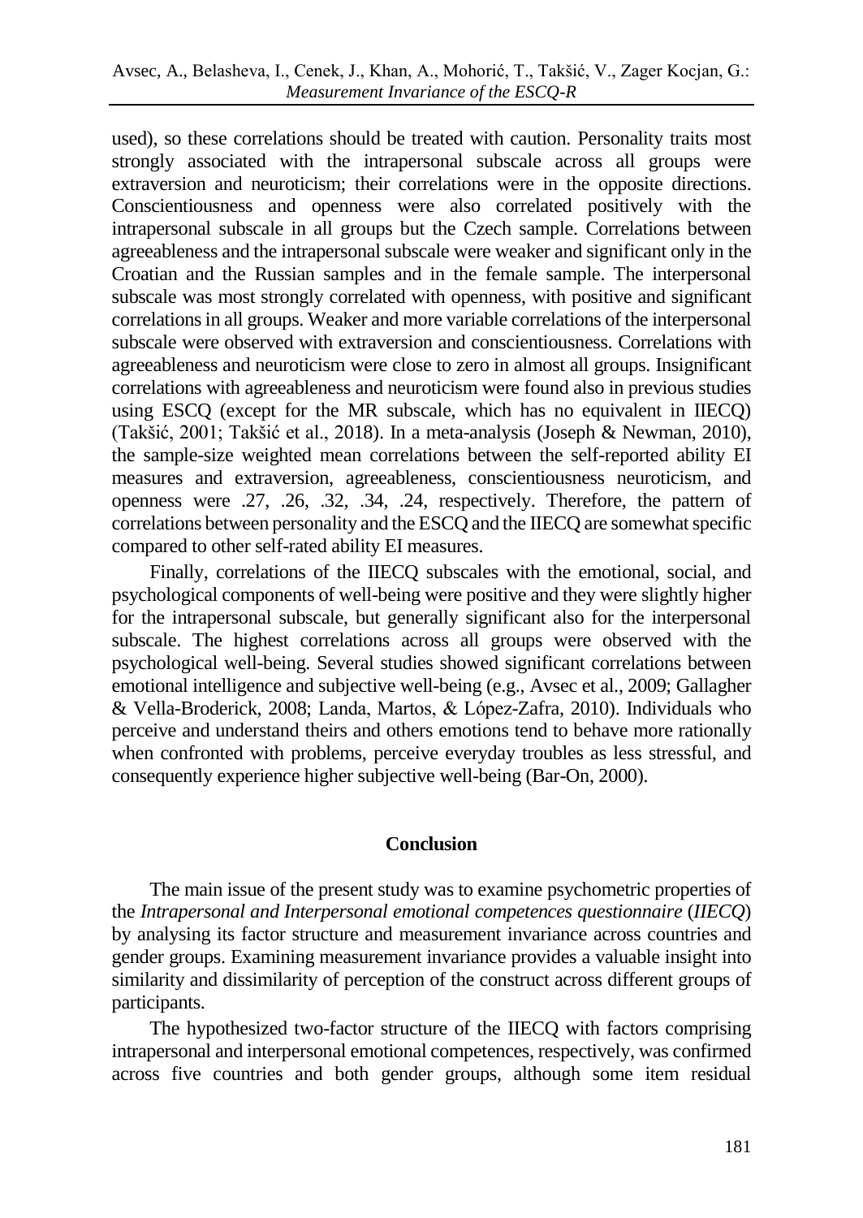used), so these correlations should be treated with caution. Personality traits most strongly associated with the intrapersonal subscale across all groups were extraversion and neuroticism; their correlations were in the opposite directions. Conscientiousness and openness were also correlated positively with the intrapersonal subscale in all groups but the Czech sample. Correlations between agreeableness and the intrapersonal subscale were weaker and significant only in the Croatian and the Russian samples and in the female sample. The interpersonal subscale was most strongly correlated with openness, with positive and significant correlations in all groups. Weaker and more variable correlations of the interpersonal subscale were observed with extraversion and conscientiousness. Correlations with agreeableness and neuroticism were close to zero in almost all groups. Insignificant correlations with agreeableness and neuroticism were found also in previous studies using ESCQ (except for the MR subscale, which has no equivalent in IIECQ) (Takšić, 2001; Takšić et al., 2018). In a meta-analysis (Joseph & Newman, 2010), the sample-size weighted mean correlations between the self-reported ability EI measures and extraversion, agreeableness, conscientiousness neuroticism, and openness were .27, .26, .32, .34, .24, respectively. Therefore, the pattern of correlations between personality and the ESCQ and the IIECQ are somewhat specific compared to other self-rated ability EI measures.

Finally, correlations of the IIECQ subscales with the emotional, social, and psychological components of well-being were positive and they were slightly higher for the intrapersonal subscale, but generally significant also for the interpersonal subscale. The highest correlations across all groups were observed with the psychological well-being. Several studies showed significant correlations between emotional intelligence and subjective well-being (e.g., Avsec et al., 2009; Gallagher & Vella-Broderick, 2008; Landa, Martos, & López-Zafra, 2010). Individuals who perceive and understand theirs and others emotions tend to behave more rationally when confronted with problems, perceive everyday troubles as less stressful, and consequently experience higher subjective well-being (Bar-On, 2000).

## Conclusion

The main issue of the present study was to examine psychometric properties of the *Intrapersonal and Interpersonal emotional competences questionnaire* (*IIECQ*) by analysing its factor structure and measurement invariance across countries and gender groups. Examining measurement invariance provides a valuable insight into similarity and dissimilarity of perception of the construct across different groups of participants.

The hypothesized two-factor structure of the IIECQ with factors comprising intrapersonal and interpersonal emotional competences, respectively, was confirmed across five countries and both gender groups, although some item residual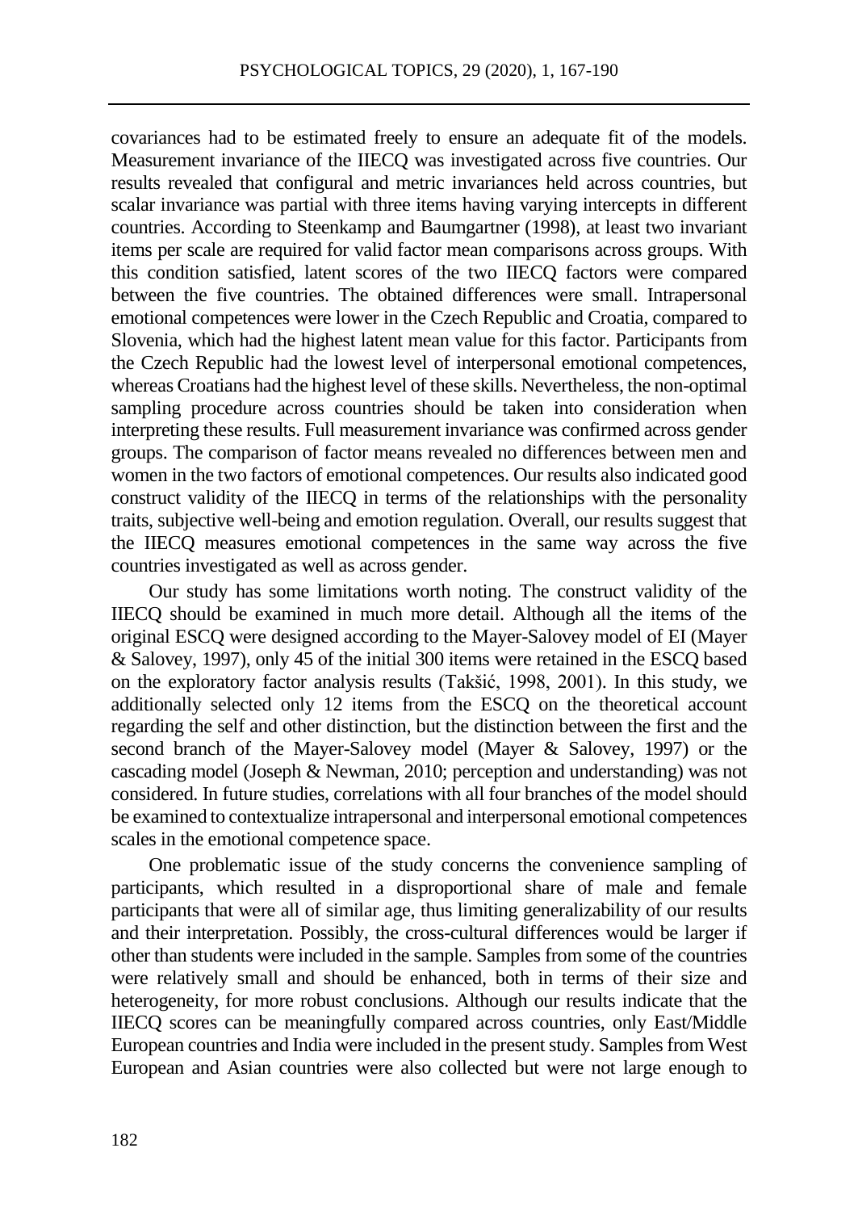covariances had to be estimated freely to ensure an adequate fit of the models. Measurement invariance of the IIECQ was investigated across five countries. Our results revealed that configural and metric invariances held across countries, but scalar invariance was partial with three items having varying intercepts in different countries. According to Steenkamp and Baumgartner (1998), at least two invariant items per scale are required for valid factor mean comparisons across groups. With this condition satisfied, latent scores of the two IIECQ factors were compared between the five countries. The obtained differences were small. Intrapersonal emotional competences were lower in the Czech Republic and Croatia, compared to Slovenia, which had the highest latent mean value for this factor. Participants from the Czech Republic had the lowest level of interpersonal emotional competences, whereas Croatians had the highest level of these skills. Nevertheless, the non-optimal sampling procedure across countries should be taken into consideration when interpreting these results. Full measurement invariance was confirmed across gender groups. The comparison of factor means revealed no differences between men and women in the two factors of emotional competences. Our results also indicated good construct validity of the IIECQ in terms of the relationships with the personality traits, subjective well-being and emotion regulation. Overall, our results suggest that the IIECQ measures emotional competences in the same way across the five countries investigated as well as across gender.

Our study has some limitations worth noting. The construct validity of the IIECQ should be examined in much more detail. Although all the items of the original ESCQ were designed according to the Mayer-Salovey model of EI (Mayer & Salovey, 1997), only 45 of the initial 300 items were retained in the ESCQ based on the exploratory factor analysis results (Takšić, 1998, 2001). In this study, we additionally selected only 12 items from the ESCQ on the theoretical account regarding the self and other distinction, but the distinction between the first and the second branch of the Mayer-Salovey model (Mayer & Salovey, 1997) or the cascading model (Joseph & Newman, 2010; perception and understanding) was not considered. In future studies, correlations with all four branches of the model should be examined to contextualize intrapersonal and interpersonal emotional competences scales in the emotional competence space.

One problematic issue of the study concerns the convenience sampling of participants, which resulted in a disproportional share of male and female participants that were all of similar age, thus limiting generalizability of our results and their interpretation. Possibly, the cross-cultural differences would be larger if other than students were included in the sample. Samples from some of the countries were relatively small and should be enhanced, both in terms of their size and heterogeneity, for more robust conclusions. Although our results indicate that the IIECQ scores can be meaningfully compared across countries, only East/Middle European countries and India were included in the present study. Samples from West European and Asian countries were also collected but were not large enough to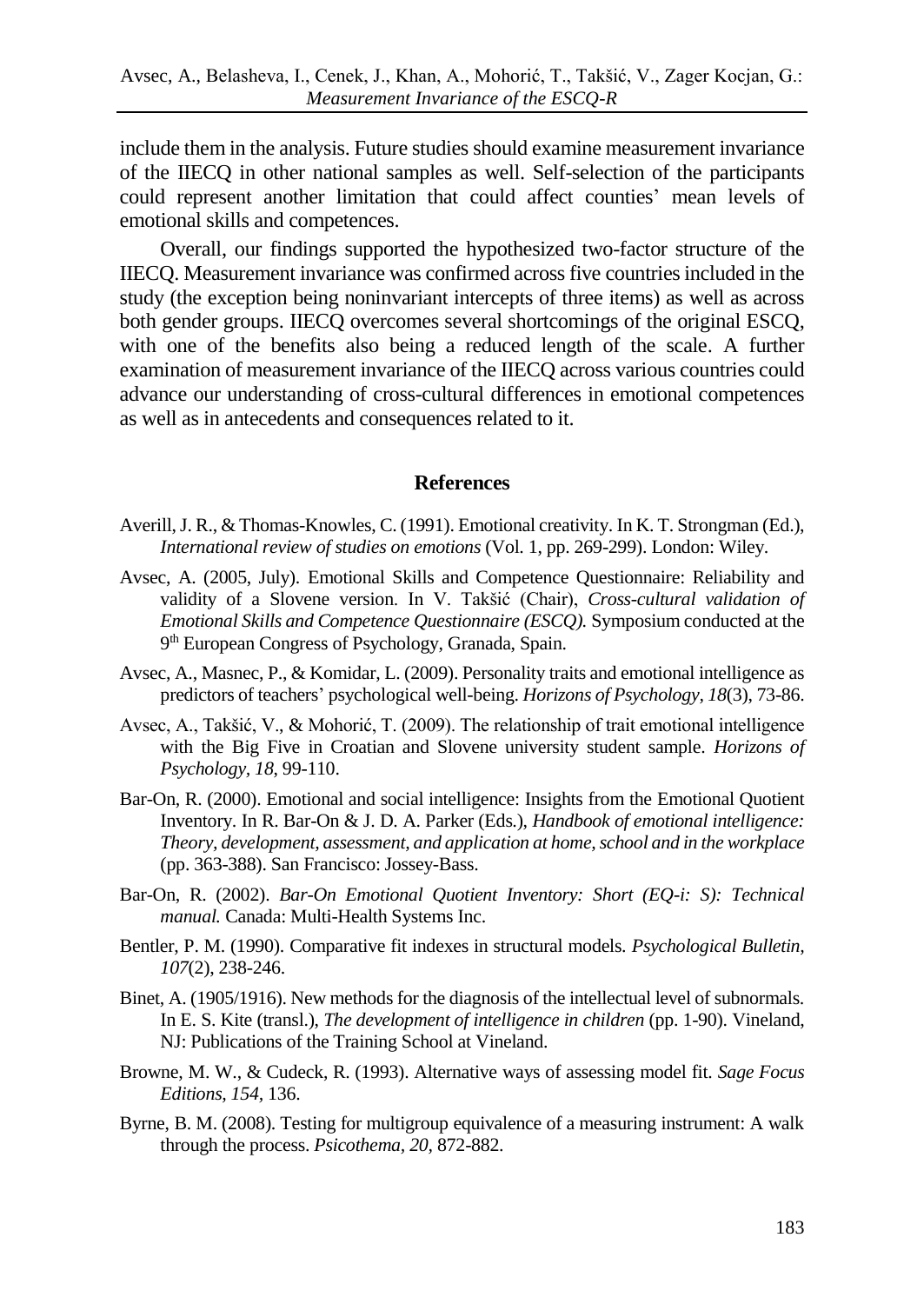include them in the analysis. Future studies should examine measurement invariance of the IIECQ in other national samples as well. Self-selection of the participants could represent another limitation that could affect counties' mean levels of emotional skills and competences.

Overall, our findings supported the hypothesized two-factor structure of the IIECQ. Measurement invariance was confirmed across five countries included in the study (the exception being noninvariant intercepts of three items) as well as across both gender groups. IIECQ overcomes several shortcomings of the original ESCQ, with one of the benefits also being a reduced length of the scale. A further examination of measurement invariance of the IIECQ across various countries could advance our understanding of cross-cultural differences in emotional competences as well as in antecedents and consequences related to it.

## References

Averill, J. R., & Thomas-Knowles, C. (1991). Emotional creativity. In K. T. Strongman (Ed.), *International review of studies on emotions* (Vol. 1, pp. 269-299). London: Wiley.

Avsec, A. (2005, July). Emotional Skills and Competence Questionnaire: Reliability and validity of a Slovene version. In V. Takšić (Chair), *Cross-cultural validation of Emotional Skills and Competence Questionnaire (ESCQ).* Symposium conducted at the 9th European Congress of Psychology, Granada, Spain.

Avsec, A., Masnec, P., & Komidar, L. (2009). Personality traits and emotional intelligence as predictors of teachers' psychological well-being. *Horizons of Psychology, 18*(3), 73-86.

Avsec, A., Takšić, V., & Mohorić, T. (2009). The relationship of trait emotional intelligence with the Big Five in Croatian and Slovene university student sample. *Horizons of Psychology, 18*, 99-110.

Bar-On, R. (2000). Emotional and social intelligence: Insights from the Emotional Quotient Inventory. In R. Bar-On & J. D. A. Parker (Eds.), *Handbook of emotional intelligence: Theory, development, assessment, and application at home, school and in the workplace* (pp. 363-388). San Francisco: Jossey-Bass.

Bar-On, R. (2002). *Bar-On Emotional Quotient Inventory: Short (EQ-i: S): Technical manual.* Canada: Multi-Health Systems Inc.

Bentler, P. M. (1990). Comparative fit indexes in structural models. *Psychological Bulletin, 107*(2), 238-246.

Binet, A. (1905/1916). New methods for the diagnosis of the intellectual level of subnormals. In E. S. Kite (transl.), *The development of intelligence in children* (pp. 1-90). Vineland, NJ: Publications of the Training School at Vineland.

Browne, M. W., & Cudeck, R. (1993). Alternative ways of assessing model fit. *Sage Focus Editions, 154*, 136.

Byrne, B. M. (2008). Testing for multigroup equivalence of a measuring instrument: A walk through the process. *Psicothema, 20,* 872-882.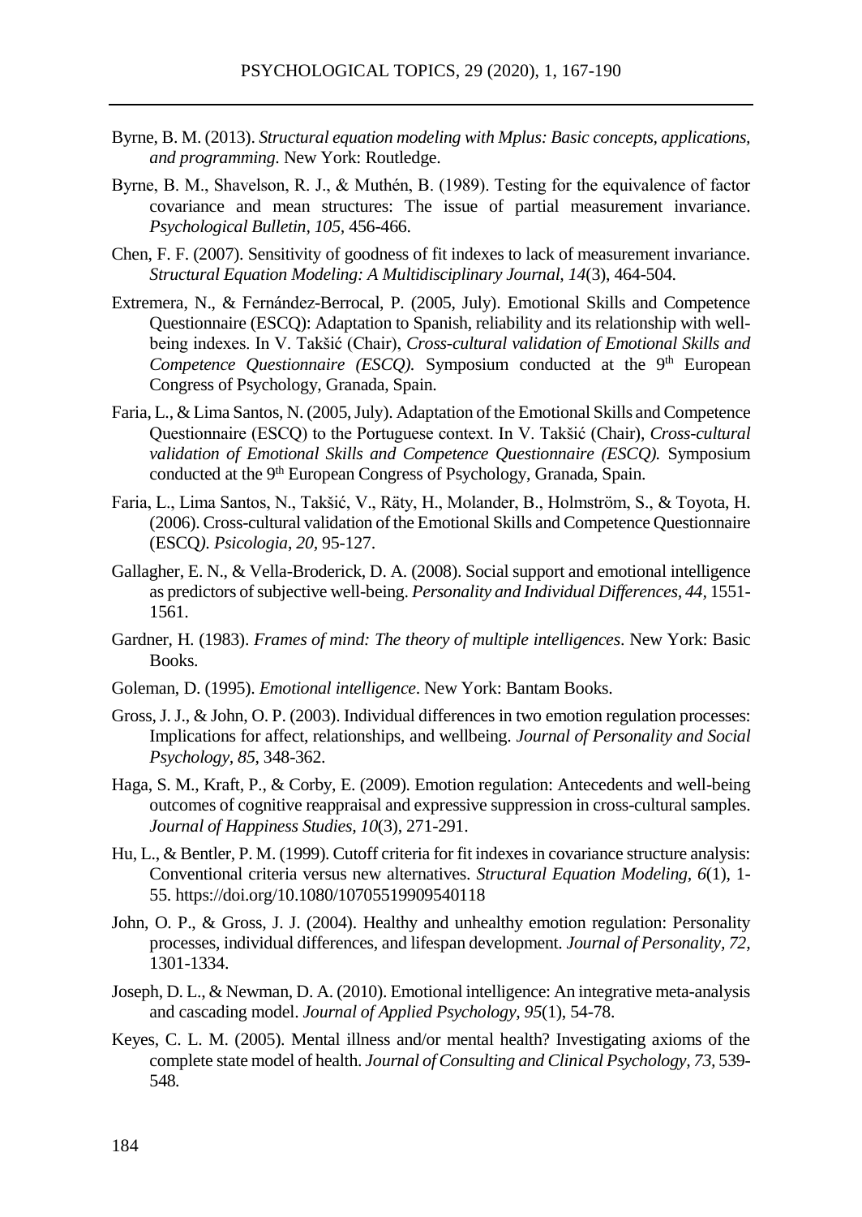Byrne, B. M. (2013). *Structural equation modeling with Mplus: Basic concepts, applications, and programming*. New York: Routledge.

Byrne, B. M., Shavelson, R. J., & Muthén, B. (1989). Testing for the equivalence of factor covariance and mean structures: The issue of partial measurement invariance. *Psychological Bulletin, 105*, 456-466.

Chen, F. F. (2007). Sensitivity of goodness of fit indexes to lack of measurement invariance. *Structural Equation Modeling: A Multidisciplinary Journal, 14*(3), 464-504.

Extremera, N., & Fernández-Berrocal, P. (2005, July). Emotional Skills and Competence Questionnaire (ESCQ): Adaptation to Spanish, reliability and its relationship with well-being indexes. In V. Takšić (Chair), *Cross-cultural validation of Emotional Skills and Competence Questionnaire (ESCQ).* Symposium conducted at the 9th European Congress of Psychology, Granada, Spain.

Faria, L., & Lima Santos, N. (2005, July). Adaptation of the Emotional Skills and Competence Questionnaire (ESCQ) to the Portuguese context. In V. Takšić (Chair), *Cross-cultural validation of Emotional Skills and Competence Questionnaire (ESCQ).* Symposium conducted at the 9th European Congress of Psychology, Granada, Spain.

Faria, L., Lima Santos, N., Takšić, V., Räty, H., Molander, B., Holmström, S., & Toyota, H. (2006). Cross-cultural validation of the Emotional Skills and Competence Questionnaire (ESCQ). *Psicologia*, *20*, 95-127.

Gallagher, E. N., & Vella-Broderick, D. A. (2008). Social support and emotional intelligence as predictors of subjective well-being. *Personality and Individual Differences, 44*, 1551-1561.

Gardner, H. (1983). *Frames of mind: The theory of multiple intelligences*. New York: Basic Books.

Goleman, D. (1995). *Emotional intelligence*. New York: Bantam Books.

Gross, J. J., & John, O. P. (2003). Individual differences in two emotion regulation processes: Implications for affect, relationships, and wellbeing. *Journal of Personality and Social Psychology, 85*, 348-362.

Haga, S. M., Kraft, P., & Corby, E. (2009). Emotion regulation: Antecedents and well-being outcomes of cognitive reappraisal and expressive suppression in cross-cultural samples. *Journal of Happiness Studies, 10*(3), 271-291.

Hu, L., & Bentler, P. M. (1999). Cutoff criteria for fit indexes in covariance structure analysis: Conventional criteria versus new alternatives. *Structural Equation Modeling, 6*(1), 1-55. https://doi.org/10.1080/10705519909540118

John, O. P., & Gross, J. J. (2004). Healthy and unhealthy emotion regulation: Personality processes, individual differences, and lifespan development. *Journal of Personality, 72*, 1301-1334.

Joseph, D. L., & Newman, D. A. (2010). Emotional intelligence: An integrative meta-analysis and cascading model. *Journal of Applied Psychology, 95*(1), 54-78.

Keyes, C. L. M. (2005). Mental illness and/or mental health? Investigating axioms of the complete state model of health. *Journal of Consulting and Clinical Psychology, 73*, 539-548.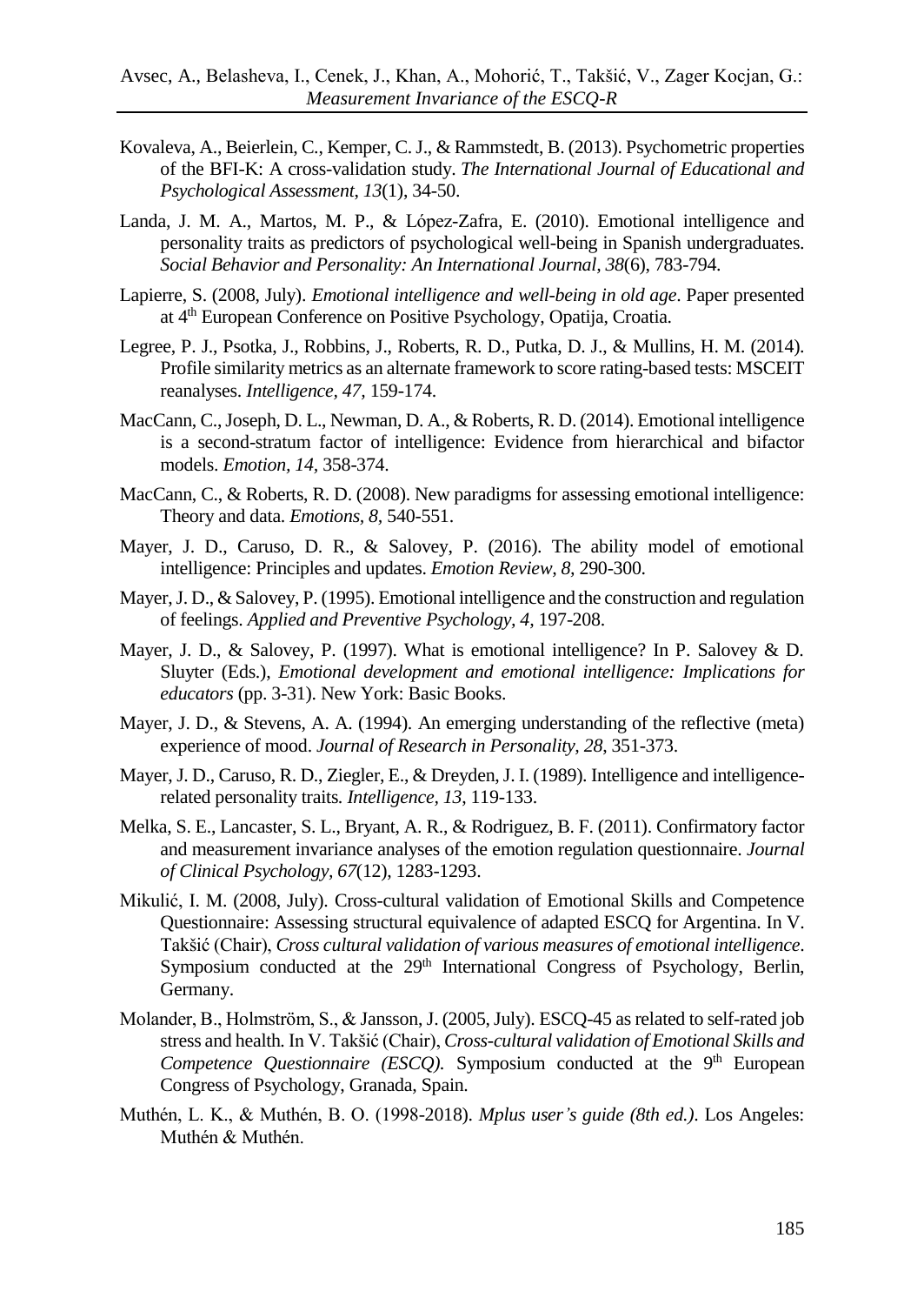Kovaleva, A., Beierlein, C., Kemper, C. J., & Rammstedt, B. (2013). Psychometric properties of the BFI-K: A cross-validation study. *The International Journal of Educational and Psychological Assessment*, *13*(1), 34-50.

Landa, J. M. A., Martos, M. P., & López-Zafra, E. (2010). Emotional intelligence and personality traits as predictors of psychological well-being in Spanish undergraduates. *Social Behavior and Personality: An International Journal, 38*(6), 783-794.

Lapierre, S. (2008, July). *Emotional intelligence and well-being in old age*. Paper presented at 4th European Conference on Positive Psychology, Opatija, Croatia.

Legree, P. J., Psotka, J., Robbins, J., Roberts, R. D., Putka, D. J., & Mullins, H. M. (2014). Profile similarity metrics as an alternate framework to score rating-based tests: MSCEIT reanalyses. *Intelligence, 47*, 159-174.

MacCann, C., Joseph, D. L., Newman, D. A., & Roberts, R. D. (2014). Emotional intelligence is a second-stratum factor of intelligence: Evidence from hierarchical and bifactor models. *Emotion, 14,* 358-374.

MacCann, C., & Roberts, R. D. (2008). New paradigms for assessing emotional intelligence: Theory and data. *Emotions, 8,* 540-551.

Mayer, J. D., Caruso, D. R., & Salovey, P. (2016). The ability model of emotional intelligence: Principles and updates. *Emotion Review, 8,* 290-300.

Mayer, J. D., & Salovey, P. (1995). Emotional intelligence and the construction and regulation of feelings. *Applied and Preventive Psychology, 4,* 197-208.

Mayer, J. D., & Salovey, P. (1997). What is emotional intelligence? In P. Salovey & D. Sluyter (Eds.), *Emotional development and emotional intelligence: Implications for educators* (pp. 3-31). New York: Basic Books.

Mayer, J. D., & Stevens, A. A. (1994). An emerging understanding of the reflective (meta) experience of mood. *Journal of Research in Personality*, *28*, 351-373.

Mayer, J. D., Caruso, R. D., Ziegler, E., & Dreyden, J. I. (1989). Intelligence and intelligence-related personality traits. *Intelligence*, *13*, 119-133.

Melka, S. E., Lancaster, S. L., Bryant, A. R., & Rodriguez, B. F. (2011). Confirmatory factor and measurement invariance analyses of the emotion regulation questionnaire. *Journal of Clinical Psychology, 67*(12), 1283-1293.

Mikulić, I. M. (2008, July). Cross-cultural validation of Emotional Skills and Competence Questionnaire: Assessing structural equivalence of adapted ESCQ for Argentina. In V. Takšić (Chair), *Cross cultural validation of various measures of emotional intelligence*. Symposium conducted at the 29th International Congress of Psychology, Berlin, Germany.

Molander, B., Holmström, S., & Jansson, J. (2005, July). ESCQ-45 as related to self-rated job stress and health. In V. Takšić (Chair), *Cross-cultural validation of Emotional Skills and Competence Questionnaire (ESCQ).* Symposium conducted at the 9th European Congress of Psychology, Granada, Spain.

Muthén, L. K., & Muthén, B. O. (1998-2018). *Mplus user's guide (8th ed.)*. Los Angeles: Muthén & Muthén.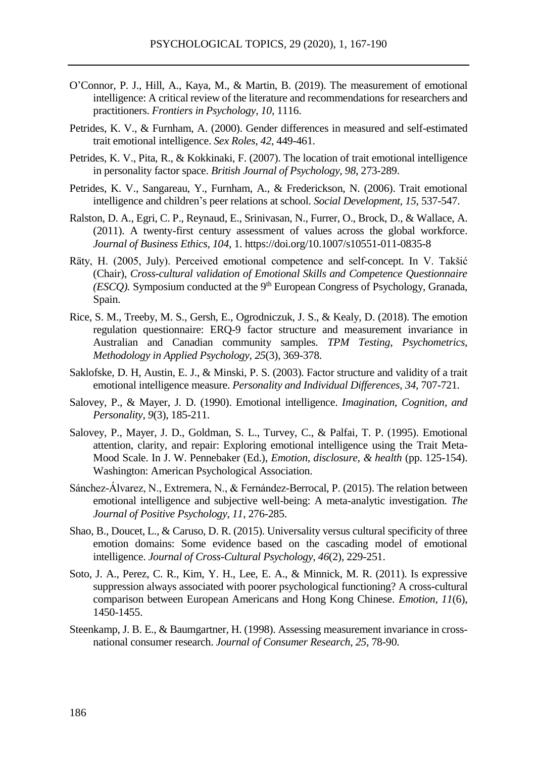O'Connor, P. J., Hill, A., Kaya, M., & Martin, B. (2019). The measurement of emotional intelligence: A critical review of the literature and recommendations for researchers and practitioners. *Frontiers in Psychology*, *10,* 1116.

Petrides, K. V., & Furnham, A. (2000). Gender differences in measured and self-estimated trait emotional intelligence. *Sex Roles, 42,* 449-461.

Petrides, K. V., Pita, R., & Kokkinaki, F. (2007). The location of trait emotional intelligence in personality factor space. *British Journal of Psychology, 98*, 273-289.

Petrides, K. V., Sangareau, Y., Furnham, A., & Frederickson, N. (2006). Trait emotional intelligence and children's peer relations at school. *Social Development, 15*, 537-547.

Ralston, D. A., Egri, C. P., Reynaud, E., Srinivasan, N., Furrer, O., Brock, D., & Wallace, A. (2011). A twenty-first century assessment of values across the global workforce. *Journal of Business Ethics, 104*, 1. https://doi.org/10.1007/s10551-011-0835-8

Räty, H. (2005, July). Perceived emotional competence and self-concept. In V. Takšić (Chair), *Cross-cultural validation of Emotional Skills and Competence Questionnaire (ESCQ).* Symposium conducted at the 9th European Congress of Psychology, Granada, Spain.

Rice, S. M., Treeby, M. S., Gersh, E., Ogrodniczuk, J. S., & Kealy, D. (2018). The emotion regulation questionnaire: ERQ-9 factor structure and measurement invariance in Australian and Canadian community samples. *TPM Testing, Psychometrics, Methodology in Applied Psychology, 25*(3), 369-378.

Saklofske, D. H, Austin, E. J., & Minski, P. S. (2003). Factor structure and validity of a trait emotional intelligence measure. *Personality and Individual Differences, 34*, 707-721.

Salovey, P., & Mayer, J. D. (1990). Emotional intelligence. *Imagination, Cognition, and Personality, 9*(3), 185-211.

Salovey, P., Mayer, J. D., Goldman, S. L., Turvey, C., & Palfai, T. P. (1995). Emotional attention, clarity, and repair: Exploring emotional intelligence using the Trait Meta-Mood Scale. In J. W. Pennebaker (Ed.), *Emotion, disclosure, & health* (pp. 125-154). Washington: American Psychological Association.

Sánchez-Álvarez, N., Extremera, N., & Fernández-Berrocal, P. (2015). The relation between emotional intelligence and subjective well-being: A meta-analytic investigation. *The Journal of Positive Psychology, 11,* 276-285.

Shao, B., Doucet, L., & Caruso, D. R. (2015). Universality versus cultural specificity of three emotion domains: Some evidence based on the cascading model of emotional intelligence. *Journal of Cross-Cultural Psychology, 46*(2), 229-251.

Soto, J. A., Perez, C. R., Kim, Y. H., Lee, E. A., & Minnick, M. R. (2011). Is expressive suppression always associated with poorer psychological functioning? A cross-cultural comparison between European Americans and Hong Kong Chinese. *Emotion, 11*(6), 1450-1455.

Steenkamp, J. B. E., & Baumgartner, H. (1998). Assessing measurement invariance in cross-national consumer research. *Journal of Consumer Research, 25,* 78-90.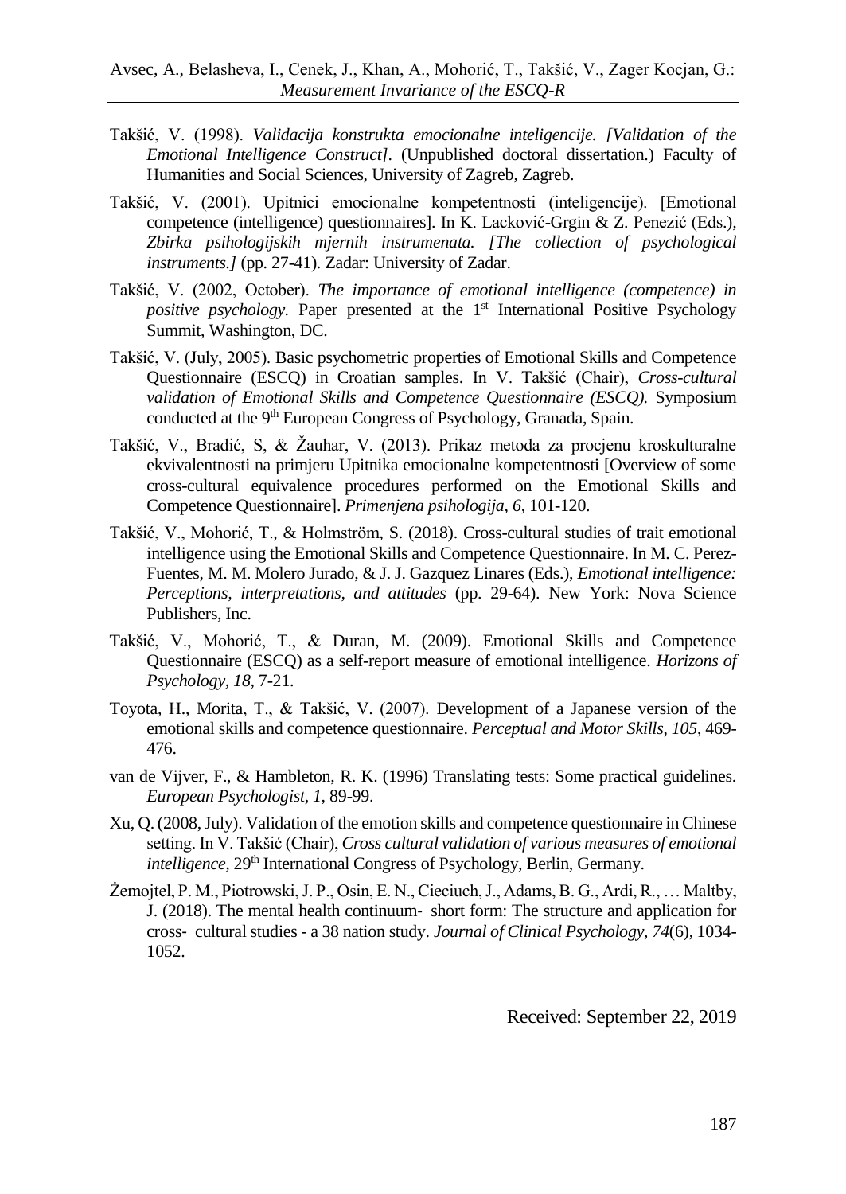Takšić, V. (1998). *Validacija konstrukta emocionalne inteligencije. [Validation of the Emotional Intelligence Construct]*. (Unpublished doctoral dissertation.) Faculty of Humanities and Social Sciences, University of Zagreb, Zagreb.

Takšić, V. (2001). Upitnici emocionalne kompetentnosti (inteligencije). [Emotional competence (intelligence) questionnaires]. In K. Lacković-Grgin & Z. Penezić (Eds.), *Zbirka psihologijskih mjernih instrumenata. [The collection of psychological instruments.]* (pp. 27-41). Zadar: University of Zadar.

Takšić, V. (2002, October). *The importance of emotional intelligence (competence) in positive psychology.* Paper presented at the 1st International Positive Psychology Summit, Washington, DC.

Takšić, V. (July, 2005). Basic psychometric properties of Emotional Skills and Competence Questionnaire (ESCQ) in Croatian samples. In V. Takšić (Chair), *Cross-cultural validation of Emotional Skills and Competence Questionnaire (ESCQ).* Symposium conducted at the 9th European Congress of Psychology, Granada, Spain.

Takšić, V., Bradić, S, & Žauhar, V. (2013). Prikaz metoda za procjenu kroskulturalne ekvivalentnosti na primjeru Upitnika emocionalne kompetentnosti [Overview of some cross-cultural equivalence procedures performed on the Emotional Skills and Competence Questionnaire]. *Primenjena psihologija*, *6*, 101-120.

Takšić, V., Mohorić, T., & Holmström, S. (2018). Cross-cultural studies of trait emotional intelligence using the Emotional Skills and Competence Questionnaire. In M. C. Perez-Fuentes, M. M. Molero Jurado, & J. J. Gazquez Linares (Eds.), *Emotional intelligence: Perceptions, interpretations, and attitudes* (pp. 29-64). New York: Nova Science Publishers, Inc.

Takšić, V., Mohorić, T., & Duran, M. (2009). Emotional Skills and Competence Questionnaire (ESCQ) as a self-report measure of emotional intelligence. *Horizons of Psychology*, *18*, 7-21.

Toyota, H., Morita, T., & Takšić, V. (2007). Development of a Japanese version of the emotional skills and competence questionnaire. *Perceptual and Motor Skills*, *105*, 469-476.

van de Vijver, F., & Hambleton, R. K. (1996) Translating tests: Some practical guidelines. *European Psychologist*, *1*, 89-99.

Xu, Q. (2008, July). Validation of the emotion skills and competence questionnaire in Chinese setting. In V. Takšić (Chair), *Cross cultural validation of various measures of emotional intelligence*, 29th International Congress of Psychology, Berlin, Germany.

Żemojtel, P. M., Piotrowski, J. P., Osin, E. N., Cieciuch, J., Adams, B. G., Ardi, R., … Maltby, J. (2018). The mental health continuum‐ short form: The structure and application for cross‐ cultural studies - a 38 nation study. *Journal of Clinical Psychology*, *74*(6), 1034-1052.

Received: September 22, 2019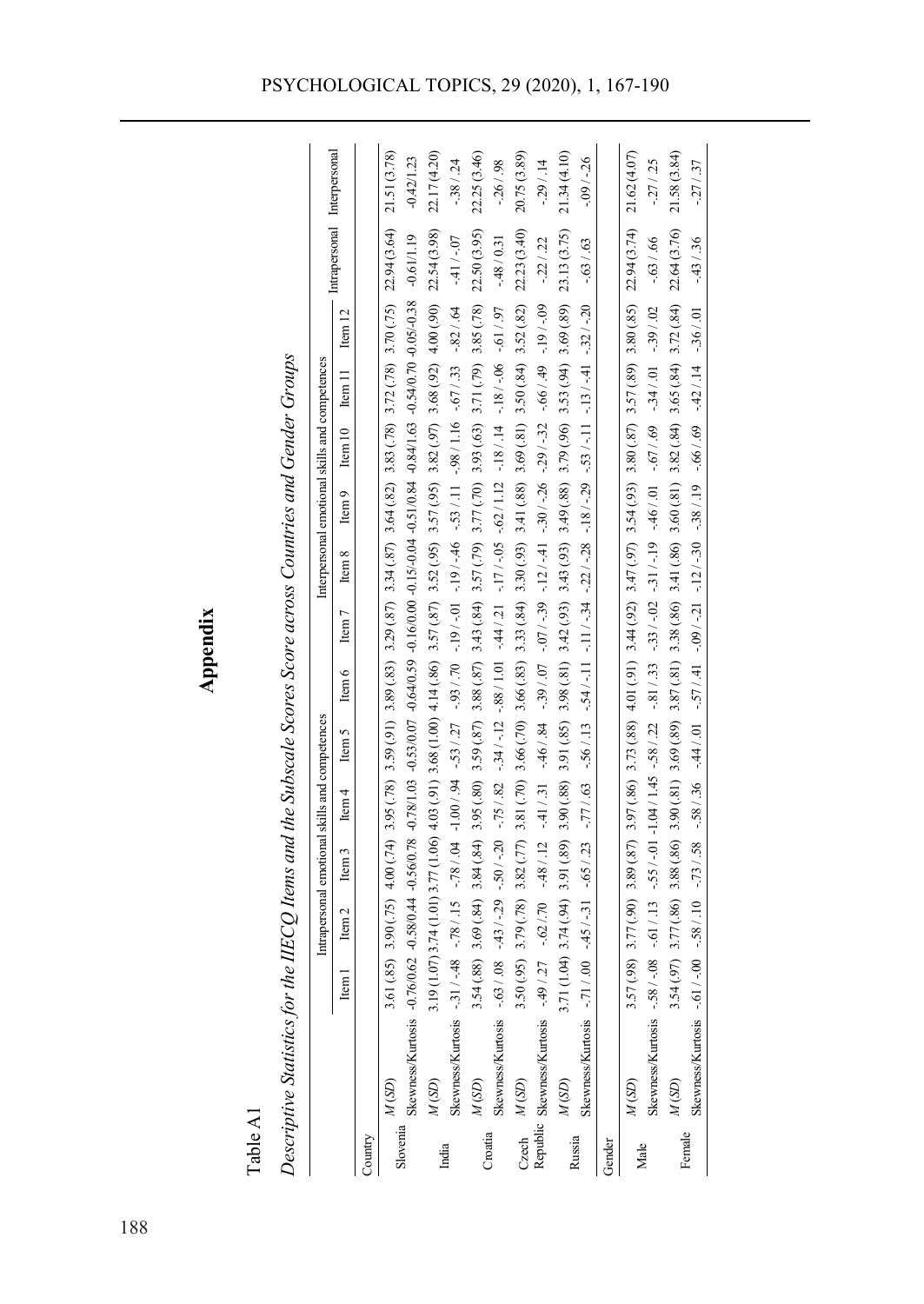# Appendix

Table A1

*Descriptive Statistics for the IIECQ Items and the Subscale Scores Score across Countries and Gender Groups*

| | | Intrapersonal emotional skills and competences | | | | | | Interpersonal emotional skills and competences | | | | | | Intrapersonal | Interpersonal |
|---|---|---|---|---|---|---|---|---|---|---|---|---|---|---|---|
| | | Item 1 | Item 2 | Item 3 | Item 4 | Item 5 | Item 6 | Item 7 | Item 8 | Item 9 | Item 10 | Item 11 | Item 12 | | |
| Country | | | | | | | | | | | | | | | |
| Slovenia | *M* (*SD*) | 3.61 (.85) | 3.90 (.75) | 4.00 (.74) | 3.95 (.78) | 3.59 (.91) | 3.89 (.83) | 3.29 (.87) | 3.34 (.87) | 3.64 (.82) | 3.83 (.78) | 3.72 (.78) | 3.70 (.75) | 22.94 (3.64) | 21.51 (3.78) |
| | Skewness/Kurtosis | -0.76/0.62 | -0.58/0.44 | -0.56/0.78 | -0.78/1.03 | -0.53/0.07 | -0.64/0.59 | -0.16/0.00 | -0.15/-0.04 | -0.51/0.84 | -0.84/1.63 | -0.54/0.70 | -0.05/-0.38 | -0.61/1.19 | -0.42/1.23 |
| India | *M* (*SD*) | 3.19 (1.07) | 3.74 (1.01) | 3.77 (1.06) | 4.03 (.91) | 3.68 (1.00) | 4.14 (.86) | 3.57 (.87) | 3.52 (.95) | 3.57 (.95) | 3.82 (.97) | 3.68 (.92) | 4.00 (.90) | 22.54 (3.98) | 22.17 (4.20) |
| | Skewness/Kurtosis | -.31 / -.48 | -.78 / .15 | -.78 / .04 | -1.00 / .94 | -.53 / .27 | -.93 / .70 | -.19 / -.01 | -.19 / -.46 | -.53 / .11 | -.98 / 1.16 | -.67 / .33 | -.82 / .64 | -.41 / -.07 | -.38 / .24 |
| Croatia | *M* (*SD*) | 3.54 (.88) | 3.69 (.84) | 3.84 (.84) | 3.95 (.80) | 3.59 (.87) | 3.88 (.87) | 3.43 (.84) | 3.57 (.79) | 3.77 (.70) | 3.93 (.63) | 3.71 (.79) | 3.85 (.78) | 22.50 (3.95) | 22.25 (3.46) |
| | Skewness/Kurtosis | -.63 / .08 | -.43 / -.29 | -.50 / -.20 | -.75 / .82 | -.34 / -.12 | -.88 / 1.01 | -.44 / .21 | -.17 / -.05 | -.62 / 1.12 | -.18 / .14 | -.18 / -.06 | -.61 / .97 | -.48 / 0.31 | -.26 / .98 |
| Czech Republic | *M* (*SD*) | 3.50 (.95) | 3.79 (.78) | 3.82 (.77) | 3.81 (.70) | 3.66 (.70) | 3.66 (.83) | 3.33 (.84) | 3.30 (.93) | 3.41 (.88) | 3.69 (.81) | 3.50 (.84) | 3.52 (.82) | 22.23 (3.40) | 20.75 (3.89) |
| | Skewness/Kurtosis | -.49 / .27 | -.62 /.70 | -.48 / .12 | -.41 / .31 | -.46 / .84 | -.39 / .07 | -.07 / -.39 | -.12 / -.41 | -.30 / -.26 | -.29 / -.32 | -.66 / .49 | -.19 / -.09 | -.22 / .22 | -.29 / .14 |
| Russia | *M* (*SD*) | 3.71 (1.04) | 3.74 (.94) | 3.91 (.89) | 3.90 (.88) | 3.91 (.85) | 3.98 (.81) | 3.42 (.93) | 3.43 (.93) | 3.49 (.88) | 3.79 (.96) | 3.53 (.94) | 3.69 (.89) | 23.13 (3.75) | 21.34 (4.10) |
| | Skewness/Kurtosis | -.71 / .00 | -.45 / -.31 | -.65 / .23 | -.77 / .63 | -.56 / .13 | -.54 / -.11 | -.11 / -.34 | -.22 / -.28 | -.18 / -.29 | -.53 / -.11 | -.13 / -.41 | -.32 / -.20 | -.63 / .63 | -.09 / -.26 |
| Gender | | | | | | | | | | | | | | | |
| Male | *M* (*SD*) | 3.57 (.98) | 3.77 (.90) | 3.89 (.87) | 3.97 (.86) | 3.73 (.88) | 4.01 (.91) | 3.44 (.92) | 3.47 (.97) | 3.54 (.93) | 3.80 (.87) | 3.57 (.89) | 3.80 (.85) | 22.94 (3.74) | 21.62 (4.07) |
| | Skewness/Kurtosis | -.58 / -.08 | -.61 / .13 | -.55 / -.01 | -1.04 / 1.45 | -.58 / .22 | -.81 / .33 | -.33 / -.02 | -.31 / -.19 | -.46 / .01 | -.67 / .69 | -.34 / .01 | -.39 / .02 | -.63 / .66 | -.27 / .25 |
| Female | *M* (*SD*) | 3.54 (.97) | 3.77 (.86) | 3.88 (.86) | 3.90 (.81) | 3.69 (.89) | 3.87 (.81) | 3.38 (.86) | 3.41 (.86) | 3.60 (.81) | 3.82 (.84) | 3.65 (.84) | 3.72 (.84) | 22.64 (3.76) | 21.58 (3.84) |
| | Skewness/Kurtosis | -.61 / -.00 | -.58 / .10 | -.73 / .58 | -.58 / .36 | -.44 / .01 | -.57 / .41 | -.09 / -.21 | -.12 / -.30 | -.38 / .19 | -.66 / .69 | -.42 / .14 | -.36 / .01 | -.43 / .36 | -.27 / .37 |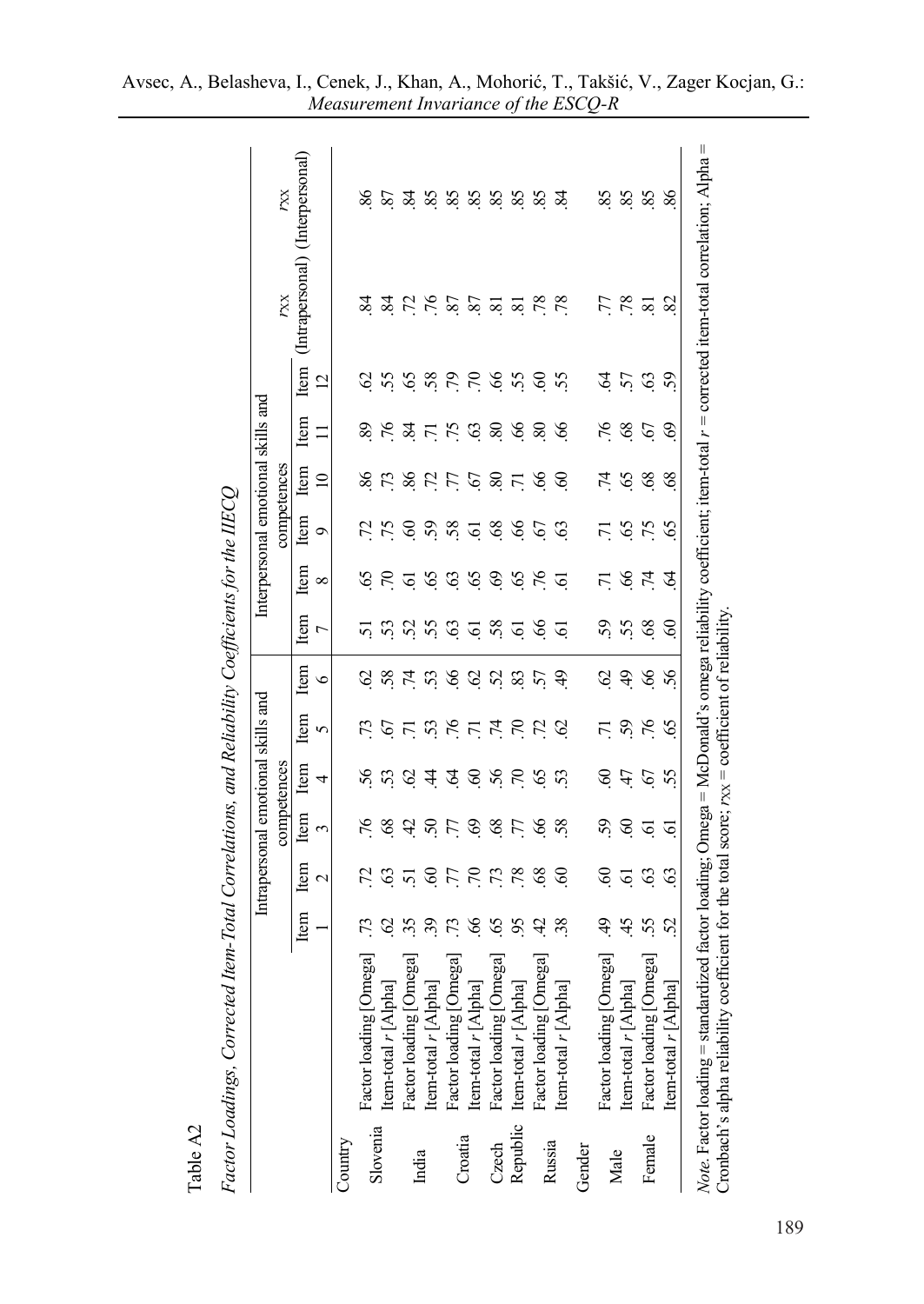Table A2

*Factor Loadings, Corrected Item-Total Correlations, and Reliability Coefficients for the IIECQ*

| | | Intrapersonal emotional skills and competences | | | | | | Interpersonal emotional skills and competences | | | | | | $r_{XX}$ (Intrapersonal) | $r_{XX}$ (Interpersonal) |
|---|---|---|---|---|---|---|---|---|---|---|---|---|---|---|---|
| | | Item 1 | Item 2 | Item 3 | Item 4 | Item 5 | Item 6 | Item 7 | Item 8 | Item 9 | Item 10 | Item 11 | Item 12 | | |
| Country | | | | | | | | | | | | | | | |
| Slovenia | Factor loading [Omega] | .73 | .72 | .76 | .56 | .73 | .62 | .51 | .65 | .72 | .86 | .89 | .62 | .84 | .86 |
| | Item-total *r* [Alpha] | .62 | .63 | .68 | .53 | .67 | .58 | .53 | .70 | .75 | .73 | .76 | .55 | .84 | .87 |
| India | Factor loading [Omega] | .35 | .51 | .42 | .62 | .71 | .74 | .52 | .61 | .60 | .86 | .84 | .65 | .72 | .84 |
| | Item-total *r* [Alpha] | .39 | .60 | .50 | .44 | .53 | .53 | .55 | .65 | .59 | .72 | .71 | .58 | .76 | .85 |
| Croatia | Factor loading [Omega] | .73 | .77 | .77 | .64 | .76 | .66 | .63 | .63 | .58 | .77 | .75 | .79 | .87 | .85 |
| | Item-total *r* [Alpha] | .66 | .70 | .69 | .60 | .71 | .62 | .61 | .65 | .61 | .67 | .63 | .70 | .87 | .85 |
| Czech Republic | Factor loading [Omega] | .65 | .73 | .68 | .56 | .74 | .52 | .58 | .69 | .68 | .80 | .80 | .66 | .81 | .85 |
| | Item-total *r* [Alpha] | .95 | .78 | .77 | .70 | .70 | .83 | .61 | .65 | .66 | .71 | .66 | .55 | .81 | .85 |
| Russia | Factor loading [Omega] | .42 | .68 | .66 | .65 | .72 | .57 | .66 | .76 | .67 | .66 | .80 | .60 | .78 | .85 |
| | Item-total *r* [Alpha] | .38 | .60 | .58 | .53 | .62 | .49 | .61 | .61 | .63 | .60 | .66 | .55 | .78 | .84 |
| Gender | | | | | | | | | | | | | | | |
| Male | Factor loading [Omega] | .49 | .60 | .59 | .60 | .71 | .62 | .59 | .71 | .71 | .74 | .76 | .64 | .77 | .85 |
| | Item-total *r* [Alpha] | .45 | .61 | .60 | .47 | .59 | .49 | .55 | .66 | .65 | .65 | .68 | .57 | .78 | .85 |
| Female | Factor loading [Omega] | .55 | .63 | .61 | .67 | .76 | .66 | .68 | .74 | .75 | .68 | .67 | .63 | .81 | .85 |
| | Item-total *r* [Alpha] | .52 | .63 | .61 | .55 | .65 | .56 | .60 | .64 | .65 | .68 | .69 | .59 | .82 | .86 |

*Note.* Factor loading = standardized factor loading; Omega = McDonald's omega reliability coefficient; item-total *r* = corrected item-total correlation; Alpha = Cronbach's alpha reliability coefficient for the total score; $r_{XX}$ = coefficient of reliability.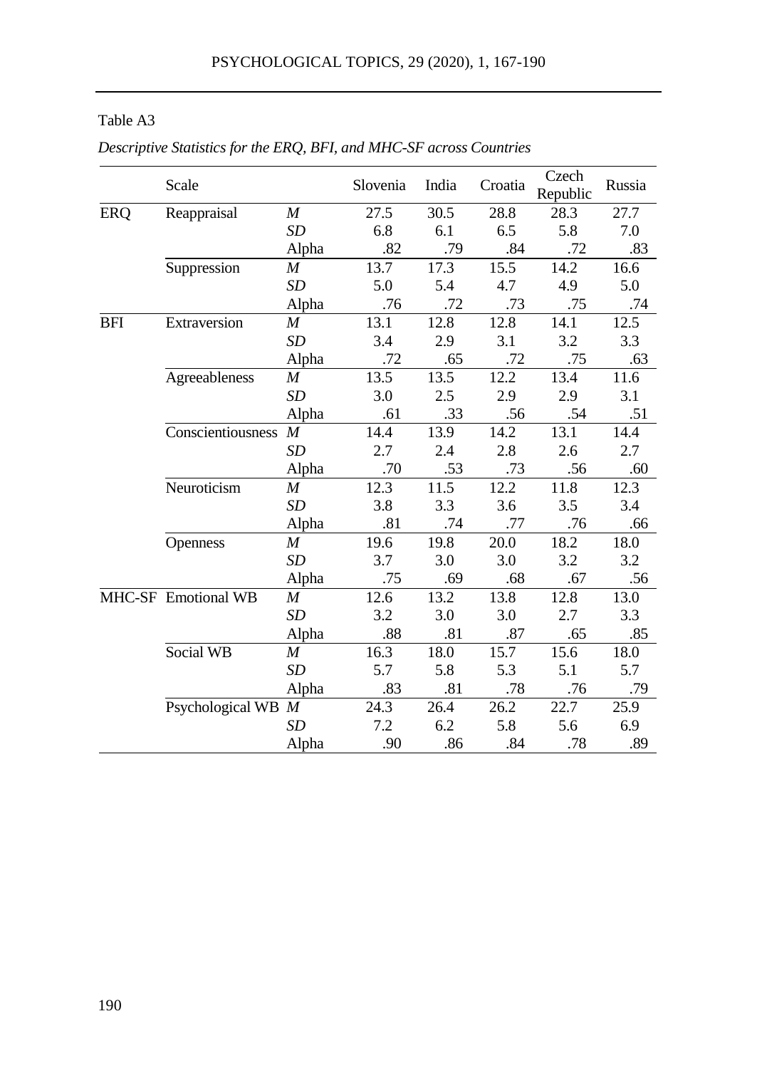Table A3

*Descriptive Statistics for the ERQ, BFI, and MHC-SF across Countries*

| | Scale | | Slovenia | India | Croatia | Czech Republic | Russia |
|---|---|---|---|---|---|---|---|
| ERQ | Reappraisal | *M* | 27.5 | 30.5 | 28.8 | 28.3 | 27.7 |
| | | *SD* | 6.8 | 6.1 | 6.5 | 5.8 | 7.0 |
| | | Alpha | .82 | .79 | .84 | .72 | .83 |
| | Suppression | *M* | 13.7 | 17.3 | 15.5 | 14.2 | 16.6 |
| | | *SD* | 5.0 | 5.4 | 4.7 | 4.9 | 5.0 |
| | | Alpha | .76 | .72 | .73 | .75 | .74 |
| BFI | Extraversion | *M* | 13.1 | 12.8 | 12.8 | 14.1 | 12.5 |
| | | *SD* | 3.4 | 2.9 | 3.1 | 3.2 | 3.3 |
| | | Alpha | .72 | .65 | .72 | .75 | .63 |
| | Agreeableness | *M* | 13.5 | 13.5 | 12.2 | 13.4 | 11.6 |
| | | *SD* | 3.0 | 2.5 | 2.9 | 2.9 | 3.1 |
| | | Alpha | .61 | .33 | .56 | .54 | .51 |
| | Conscientiousness | *M* | 14.4 | 13.9 | 14.2 | 13.1 | 14.4 |
| | | *SD* | 2.7 | 2.4 | 2.8 | 2.6 | 2.7 |
| | | Alpha | .70 | .53 | .73 | .56 | .60 |
| | Neuroticism | *M* | 12.3 | 11.5 | 12.2 | 11.8 | 12.3 |
| | | *SD* | 3.8 | 3.3 | 3.6 | 3.5 | 3.4 |
| | | Alpha | .81 | .74 | .77 | .76 | .66 |
| | Openness | *M* | 19.6 | 19.8 | 20.0 | 18.2 | 18.0 |
| | | *SD* | 3.7 | 3.0 | 3.0 | 3.2 | 3.2 |
| | | Alpha | .75 | .69 | .68 | .67 | .56 |
| MHC-SF | Emotional WB | *M* | 12.6 | 13.2 | 13.8 | 12.8 | 13.0 |
| | | *SD* | 3.2 | 3.0 | 3.0 | 2.7 | 3.3 |
| | | Alpha | .88 | .81 | .87 | .65 | .85 |
| | Social WB | *M* | 16.3 | 18.0 | 15.7 | 15.6 | 18.0 |
| | | *SD* | 5.7 | 5.8 | 5.3 | 5.1 | 5.7 |
| | | Alpha | .83 | .81 | .78 | .76 | .79 |
| | Psychological WB | *M* | 24.3 | 26.4 | 26.2 | 22.7 | 25.9 |
| | | *SD* | 7.2 | 6.2 | 5.8 | 5.6 | 6.9 |
| | | Alpha | .90 | .86 | .84 | .78 | .89 |